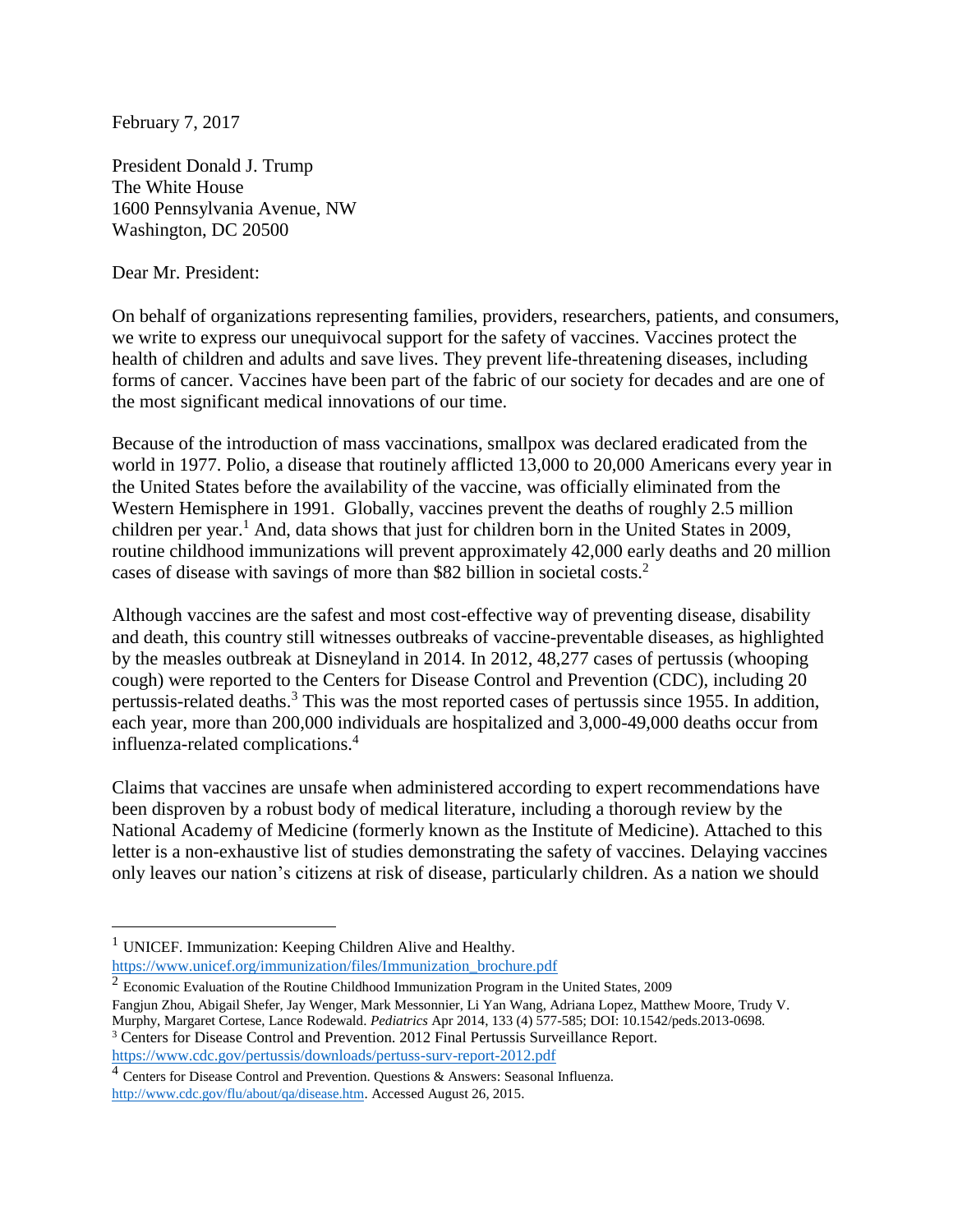February 7, 2017

President Donald J. Trump
The White House
1600 Pennsylvania Avenue, NW
Washington, DC 20500

Dear Mr. President:

On behalf of organizations representing families, providers, researchers, patients, and consumers, we write to express our unequivocal support for the safety of vaccines. Vaccines protect the health of children and adults and save lives. They prevent life-threatening diseases, including forms of cancer. Vaccines have been part of the fabric of our society for decades and are one of the most significant medical innovations of our time.

Because of the introduction of mass vaccinations, smallpox was declared eradicated from the world in 1977. Polio, a disease that routinely afflicted 13,000 to 20,000 Americans every year in the United States before the availability of the vaccine, was officially eliminated from the Western Hemisphere in 1991. Globally, vaccines prevent the deaths of roughly 2.5 million children per year.[1] And, data shows that just for children born in the United States in 2009, routine childhood immunizations will prevent approximately 42,000 early deaths and 20 million cases of disease with savings of more than $82 billion in societal costs.[2]

Although vaccines are the safest and most cost-effective way of preventing disease, disability and death, this country still witnesses outbreaks of vaccine-preventable diseases, as highlighted by the measles outbreak at Disneyland in 2014. In 2012, 48,277 cases of pertussis (whooping cough) were reported to the Centers for Disease Control and Prevention (CDC), including 20 pertussis-related deaths.[3] This was the most reported cases of pertussis since 1955. In addition, each year, more than 200,000 individuals are hospitalized and 3,000-49,000 deaths occur from influenza-related complications.[4]

Claims that vaccines are unsafe when administered according to expert recommendations have been disproven by a robust body of medical literature, including a thorough review by the National Academy of Medicine (formerly known as the Institute of Medicine). Attached to this letter is a non-exhaustive list of studies demonstrating the safety of vaccines. Delaying vaccines only leaves our nation's citizens at risk of disease, particularly children. As a nation we should

---

[1] UNICEF. Immunization: Keeping Children Alive and Healthy. https://www.unicef.org/immunization/files/Immunization_brochure.pdf

[2] Economic Evaluation of the Routine Childhood Immunization Program in the United States, 2009 Fangjun Zhou, Abigail Shefer, Jay Wenger, Mark Messonnier, Li Yan Wang, Adriana Lopez, Matthew Moore, Trudy V. Murphy, Margaret Cortese, Lance Rodewald. *Pediatrics* Apr 2014, 133 (4) 577-585; DOI: 10.1542/peds.2013-0698.

[3] Centers for Disease Control and Prevention. 2012 Final Pertussis Surveillance Report. https://www.cdc.gov/pertussis/downloads/pertuss-surv-report-2012.pdf

[4] Centers for Disease Control and Prevention. Questions & Answers: Seasonal Influenza. http://www.cdc.gov/flu/about/qa/disease.htm. Accessed August 26, 2015.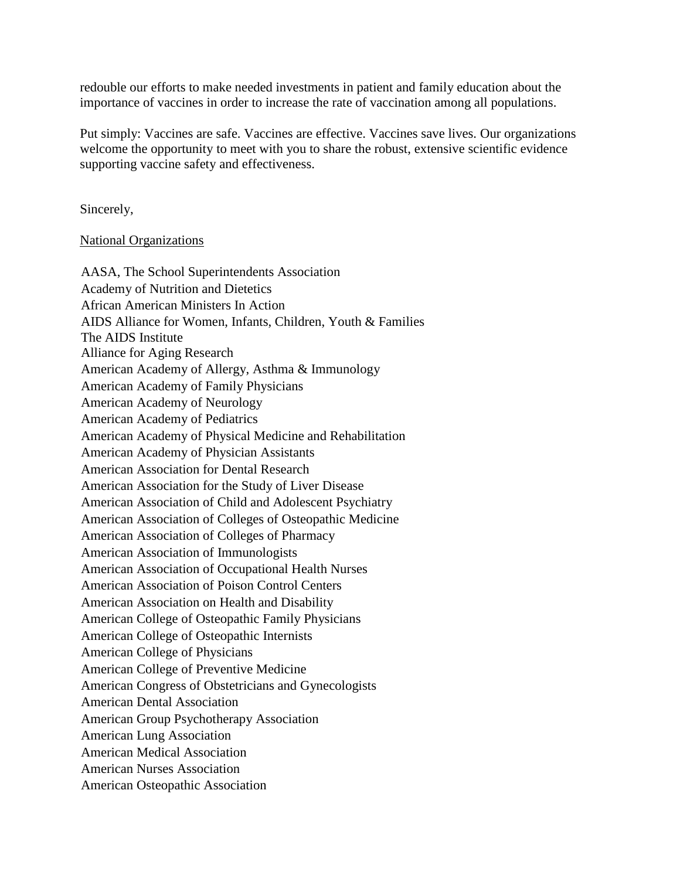redouble our efforts to make needed investments in patient and family education about the importance of vaccines in order to increase the rate of vaccination among all populations.

Put simply: Vaccines are safe. Vaccines are effective. Vaccines save lives. Our organizations welcome the opportunity to meet with you to share the robust, extensive scientific evidence supporting vaccine safety and effectiveness.

Sincerely,

National Organizations

AASA, The School Superintendents Association
Academy of Nutrition and Dietetics
African American Ministers In Action
AIDS Alliance for Women, Infants, Children, Youth & Families
The AIDS Institute
Alliance for Aging Research
American Academy of Allergy, Asthma & Immunology
American Academy of Family Physicians
American Academy of Neurology
American Academy of Pediatrics
American Academy of Physical Medicine and Rehabilitation
American Academy of Physician Assistants
American Association for Dental Research
American Association for the Study of Liver Disease
American Association of Child and Adolescent Psychiatry
American Association of Colleges of Osteopathic Medicine
American Association of Colleges of Pharmacy
American Association of Immunologists
American Association of Occupational Health Nurses
American Association of Poison Control Centers
American Association on Health and Disability
American College of Osteopathic Family Physicians
American College of Osteopathic Internists
American College of Physicians
American College of Preventive Medicine
American Congress of Obstetricians and Gynecologists
American Dental Association
American Group Psychotherapy Association
American Lung Association
American Medical Association
American Nurses Association
American Osteopathic Association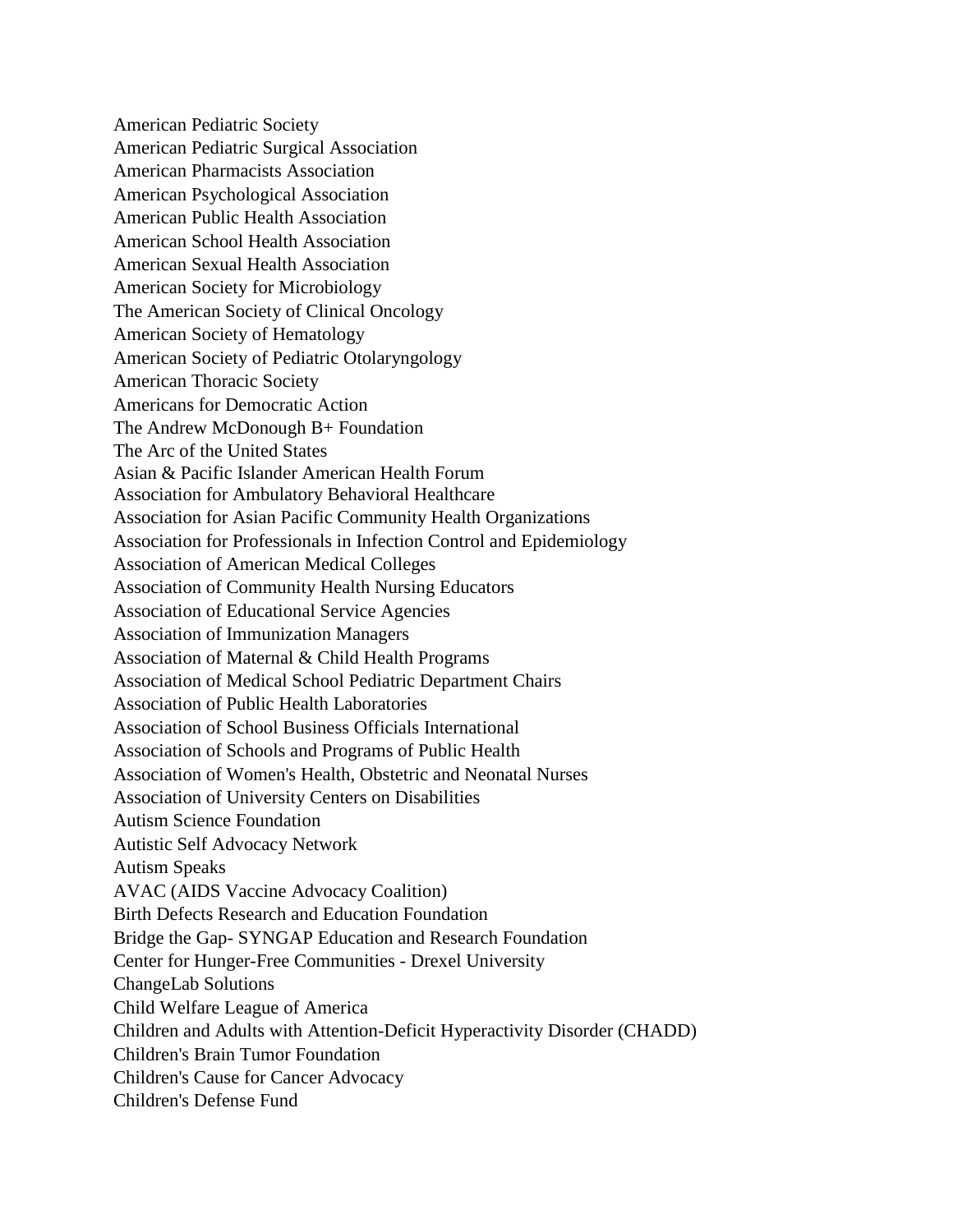American Pediatric Society
American Pediatric Surgical Association
American Pharmacists Association
American Psychological Association
American Public Health Association
American School Health Association
American Sexual Health Association
American Society for Microbiology
The American Society of Clinical Oncology
American Society of Hematology
American Society of Pediatric Otolaryngology
American Thoracic Society
Americans for Democratic Action
The Andrew McDonough B+ Foundation
The Arc of the United States
Asian & Pacific Islander American Health Forum
Association for Ambulatory Behavioral Healthcare
Association for Asian Pacific Community Health Organizations
Association for Professionals in Infection Control and Epidemiology
Association of American Medical Colleges
Association of Community Health Nursing Educators
Association of Educational Service Agencies
Association of Immunization Managers
Association of Maternal & Child Health Programs
Association of Medical School Pediatric Department Chairs
Association of Public Health Laboratories
Association of School Business Officials International
Association of Schools and Programs of Public Health
Association of Women's Health, Obstetric and Neonatal Nurses
Association of University Centers on Disabilities
Autism Science Foundation
Autistic Self Advocacy Network
Autism Speaks
AVAC (AIDS Vaccine Advocacy Coalition)
Birth Defects Research and Education Foundation
Bridge the Gap- SYNGAP Education and Research Foundation
Center for Hunger-Free Communities - Drexel University
ChangeLab Solutions
Child Welfare League of America
Children and Adults with Attention-Deficit Hyperactivity Disorder (CHADD)
Children's Brain Tumor Foundation
Children's Cause for Cancer Advocacy
Children's Defense Fund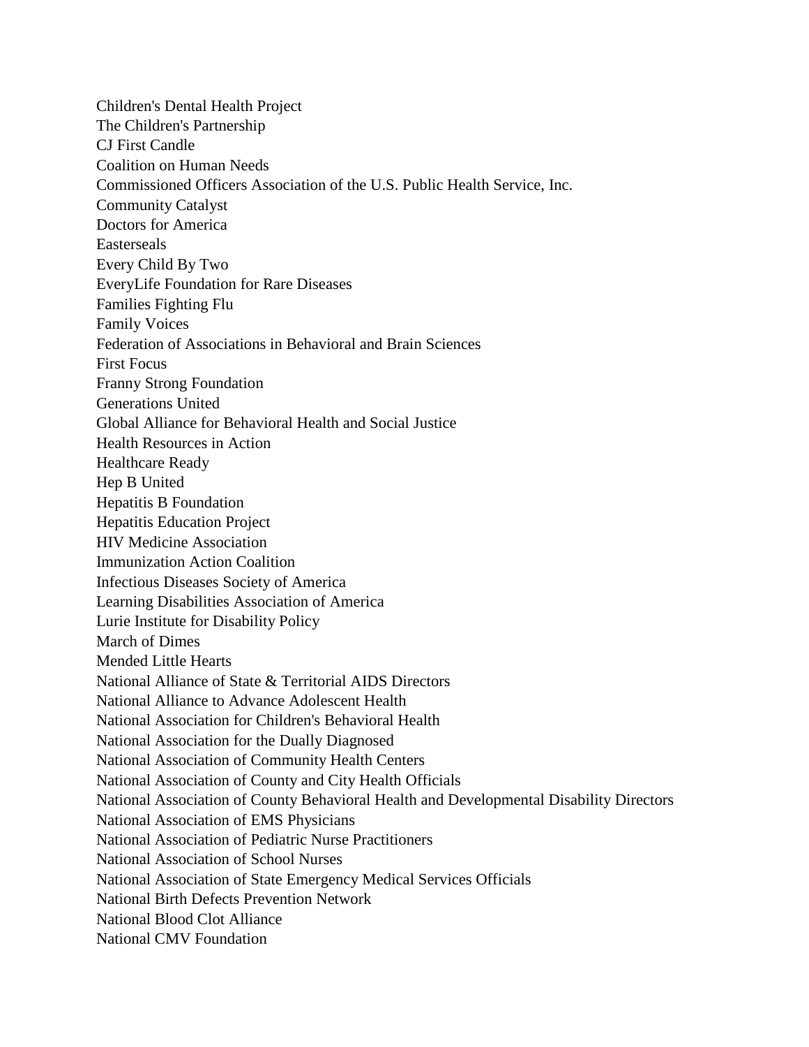Children's Dental Health Project
The Children's Partnership
CJ First Candle
Coalition on Human Needs
Commissioned Officers Association of the U.S. Public Health Service, Inc.
Community Catalyst
Doctors for America
Easterseals
Every Child By Two
EveryLife Foundation for Rare Diseases
Families Fighting Flu
Family Voices
Federation of Associations in Behavioral and Brain Sciences
First Focus
Franny Strong Foundation
Generations United
Global Alliance for Behavioral Health and Social Justice
Health Resources in Action
Healthcare Ready
Hep B United
Hepatitis B Foundation
Hepatitis Education Project
HIV Medicine Association
Immunization Action Coalition
Infectious Diseases Society of America
Learning Disabilities Association of America
Lurie Institute for Disability Policy
March of Dimes
Mended Little Hearts
National Alliance of State & Territorial AIDS Directors
National Alliance to Advance Adolescent Health
National Association for Children's Behavioral Health
National Association for the Dually Diagnosed
National Association of Community Health Centers
National Association of County and City Health Officials
National Association of County Behavioral Health and Developmental Disability Directors
National Association of EMS Physicians
National Association of Pediatric Nurse Practitioners
National Association of School Nurses
National Association of State Emergency Medical Services Officials
National Birth Defects Prevention Network
National Blood Clot Alliance
National CMV Foundation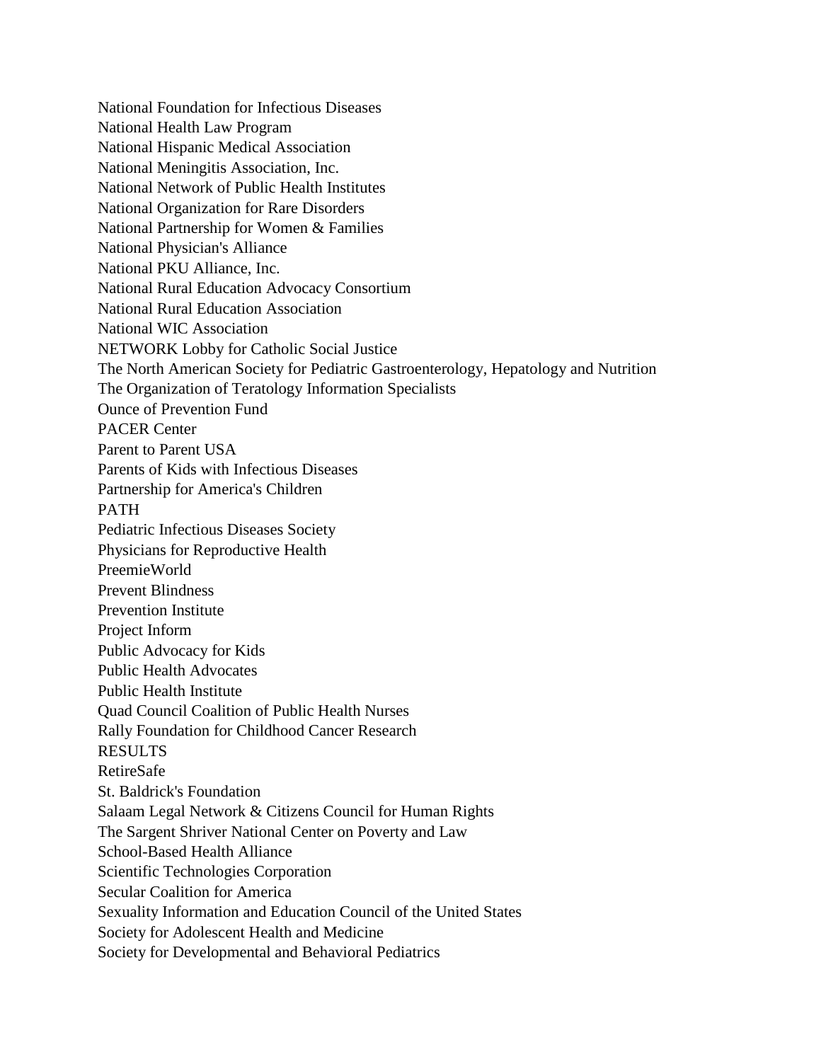National Foundation for Infectious Diseases
National Health Law Program
National Hispanic Medical Association
National Meningitis Association, Inc.
National Network of Public Health Institutes
National Organization for Rare Disorders
National Partnership for Women & Families
National Physician's Alliance
National PKU Alliance, Inc.
National Rural Education Advocacy Consortium
National Rural Education Association
National WIC Association
NETWORK Lobby for Catholic Social Justice
The North American Society for Pediatric Gastroenterology, Hepatology and Nutrition
The Organization of Teratology Information Specialists
Ounce of Prevention Fund
PACER Center
Parent to Parent USA
Parents of Kids with Infectious Diseases
Partnership for America's Children
PATH
Pediatric Infectious Diseases Society
Physicians for Reproductive Health
PreemieWorld
Prevent Blindness
Prevention Institute
Project Inform
Public Advocacy for Kids
Public Health Advocates
Public Health Institute
Quad Council Coalition of Public Health Nurses
Rally Foundation for Childhood Cancer Research
RESULTS
RetireSafe
St. Baldrick's Foundation
Salaam Legal Network & Citizens Council for Human Rights
The Sargent Shriver National Center on Poverty and Law
School-Based Health Alliance
Scientific Technologies Corporation
Secular Coalition for America
Sexuality Information and Education Council of the United States
Society for Adolescent Health and Medicine
Society for Developmental and Behavioral Pediatrics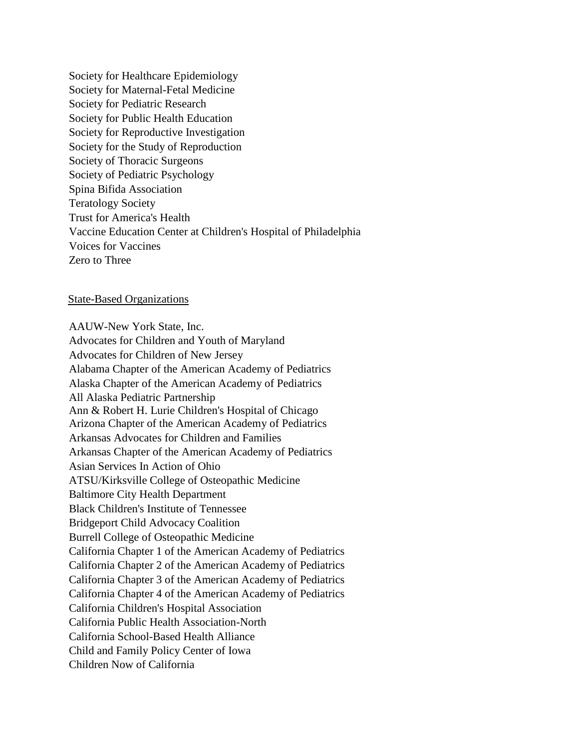Society for Healthcare Epidemiology
Society for Maternal-Fetal Medicine
Society for Pediatric Research
Society for Public Health Education
Society for Reproductive Investigation
Society for the Study of Reproduction
Society of Thoracic Surgeons
Society of Pediatric Psychology
Spina Bifida Association
Teratology Society
Trust for America's Health
Vaccine Education Center at Children's Hospital of Philadelphia
Voices for Vaccines
Zero to Three

<u>State-Based Organizations</u>

AAUW-New York State, Inc.
Advocates for Children and Youth of Maryland
Advocates for Children of New Jersey
Alabama Chapter of the American Academy of Pediatrics
Alaska Chapter of the American Academy of Pediatrics
All Alaska Pediatric Partnership
Ann & Robert H. Lurie Children's Hospital of Chicago
Arizona Chapter of the American Academy of Pediatrics
Arkansas Advocates for Children and Families
Arkansas Chapter of the American Academy of Pediatrics
Asian Services In Action of Ohio
ATSU/Kirksville College of Osteopathic Medicine
Baltimore City Health Department
Black Children's Institute of Tennessee
Bridgeport Child Advocacy Coalition
Burrell College of Osteopathic Medicine
California Chapter 1 of the American Academy of Pediatrics
California Chapter 2 of the American Academy of Pediatrics
California Chapter 3 of the American Academy of Pediatrics
California Chapter 4 of the American Academy of Pediatrics
California Children's Hospital Association
California Public Health Association-North
California School-Based Health Alliance
Child and Family Policy Center of Iowa
Children Now of California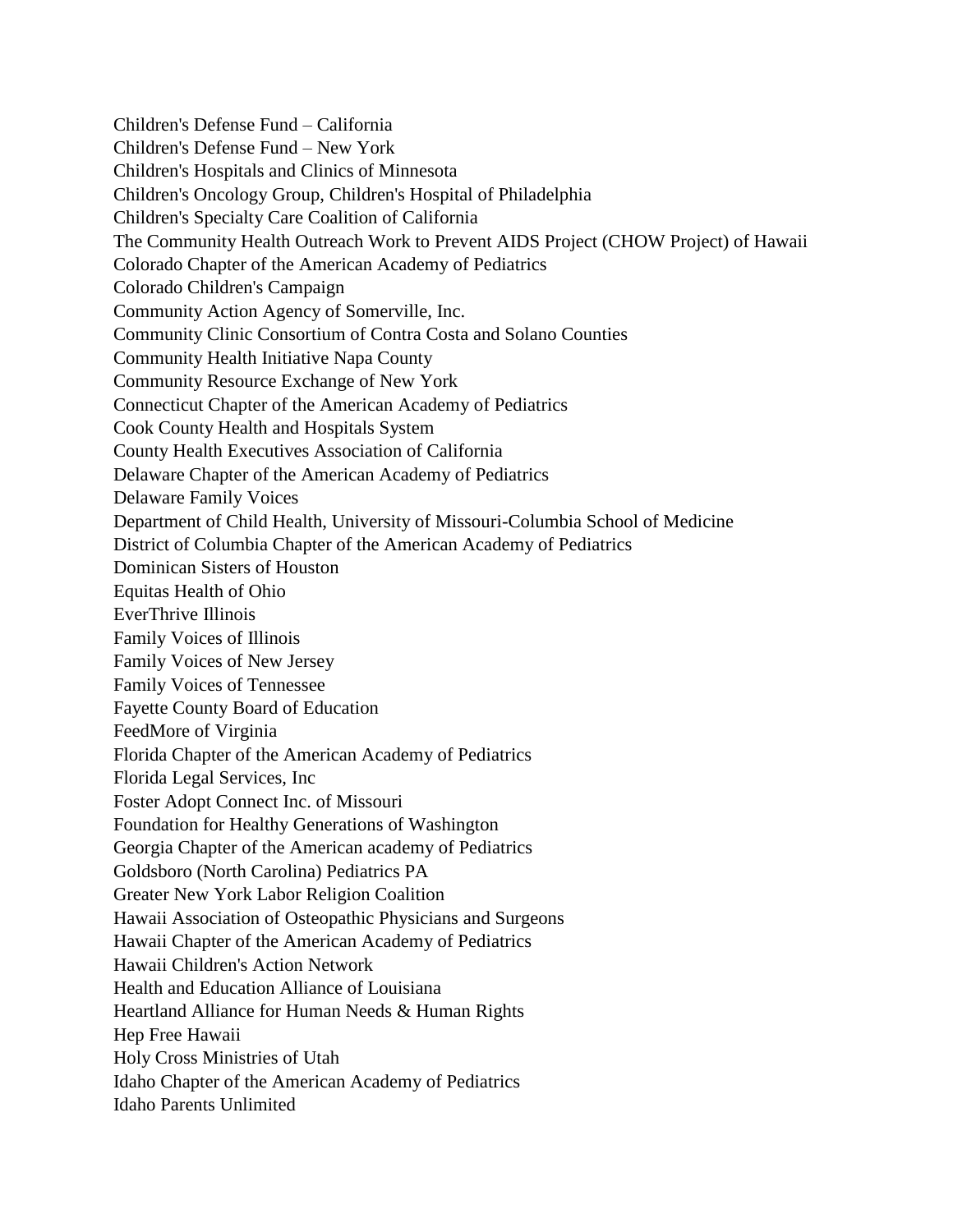Children's Defense Fund – California
Children's Defense Fund – New York
Children's Hospitals and Clinics of Minnesota
Children's Oncology Group, Children's Hospital of Philadelphia
Children's Specialty Care Coalition of California
The Community Health Outreach Work to Prevent AIDS Project (CHOW Project) of Hawaii
Colorado Chapter of the American Academy of Pediatrics
Colorado Children's Campaign
Community Action Agency of Somerville, Inc.
Community Clinic Consortium of Contra Costa and Solano Counties
Community Health Initiative Napa County
Community Resource Exchange of New York
Connecticut Chapter of the American Academy of Pediatrics
Cook County Health and Hospitals System
County Health Executives Association of California
Delaware Chapter of the American Academy of Pediatrics
Delaware Family Voices
Department of Child Health, University of Missouri-Columbia School of Medicine
District of Columbia Chapter of the American Academy of Pediatrics
Dominican Sisters of Houston
Equitas Health of Ohio
EverThrive Illinois
Family Voices of Illinois
Family Voices of New Jersey
Family Voices of Tennessee
Fayette County Board of Education
FeedMore of Virginia
Florida Chapter of the American Academy of Pediatrics
Florida Legal Services, Inc
Foster Adopt Connect Inc. of Missouri
Foundation for Healthy Generations of Washington
Georgia Chapter of the American academy of Pediatrics
Goldsboro (North Carolina) Pediatrics PA
Greater New York Labor Religion Coalition
Hawaii Association of Osteopathic Physicians and Surgeons
Hawaii Chapter of the American Academy of Pediatrics
Hawaii Children's Action Network
Health and Education Alliance of Louisiana
Heartland Alliance for Human Needs & Human Rights
Hep Free Hawaii
Holy Cross Ministries of Utah
Idaho Chapter of the American Academy of Pediatrics
Idaho Parents Unlimited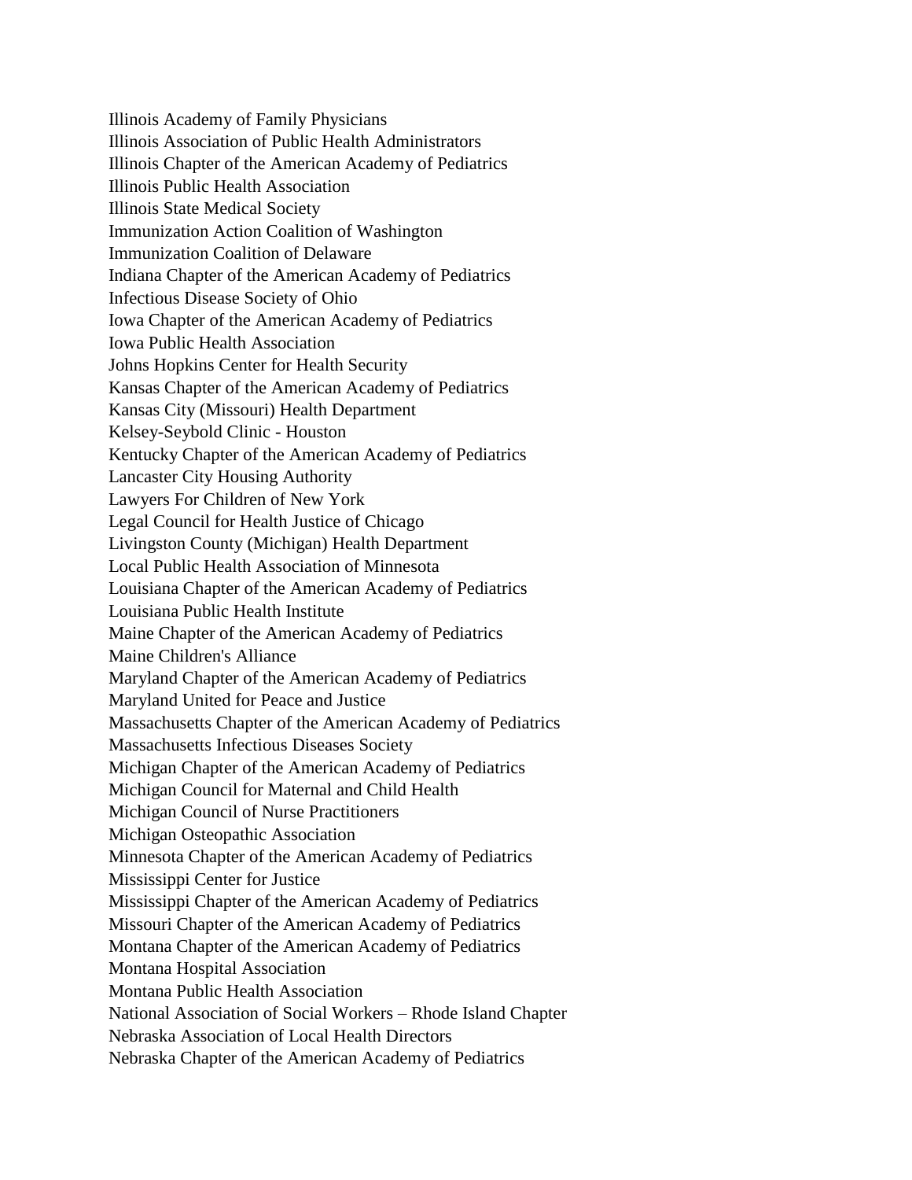Illinois Academy of Family Physicians
Illinois Association of Public Health Administrators
Illinois Chapter of the American Academy of Pediatrics
Illinois Public Health Association
Illinois State Medical Society
Immunization Action Coalition of Washington
Immunization Coalition of Delaware
Indiana Chapter of the American Academy of Pediatrics
Infectious Disease Society of Ohio
Iowa Chapter of the American Academy of Pediatrics
Iowa Public Health Association
Johns Hopkins Center for Health Security
Kansas Chapter of the American Academy of Pediatrics
Kansas City (Missouri) Health Department
Kelsey-Seybold Clinic - Houston
Kentucky Chapter of the American Academy of Pediatrics
Lancaster City Housing Authority
Lawyers For Children of New York
Legal Council for Health Justice of Chicago
Livingston County (Michigan) Health Department
Local Public Health Association of Minnesota
Louisiana Chapter of the American Academy of Pediatrics
Louisiana Public Health Institute
Maine Chapter of the American Academy of Pediatrics
Maine Children's Alliance
Maryland Chapter of the American Academy of Pediatrics
Maryland United for Peace and Justice
Massachusetts Chapter of the American Academy of Pediatrics
Massachusetts Infectious Diseases Society
Michigan Chapter of the American Academy of Pediatrics
Michigan Council for Maternal and Child Health
Michigan Council of Nurse Practitioners
Michigan Osteopathic Association
Minnesota Chapter of the American Academy of Pediatrics
Mississippi Center for Justice
Mississippi Chapter of the American Academy of Pediatrics
Missouri Chapter of the American Academy of Pediatrics
Montana Chapter of the American Academy of Pediatrics
Montana Hospital Association
Montana Public Health Association
National Association of Social Workers – Rhode Island Chapter
Nebraska Association of Local Health Directors
Nebraska Chapter of the American Academy of Pediatrics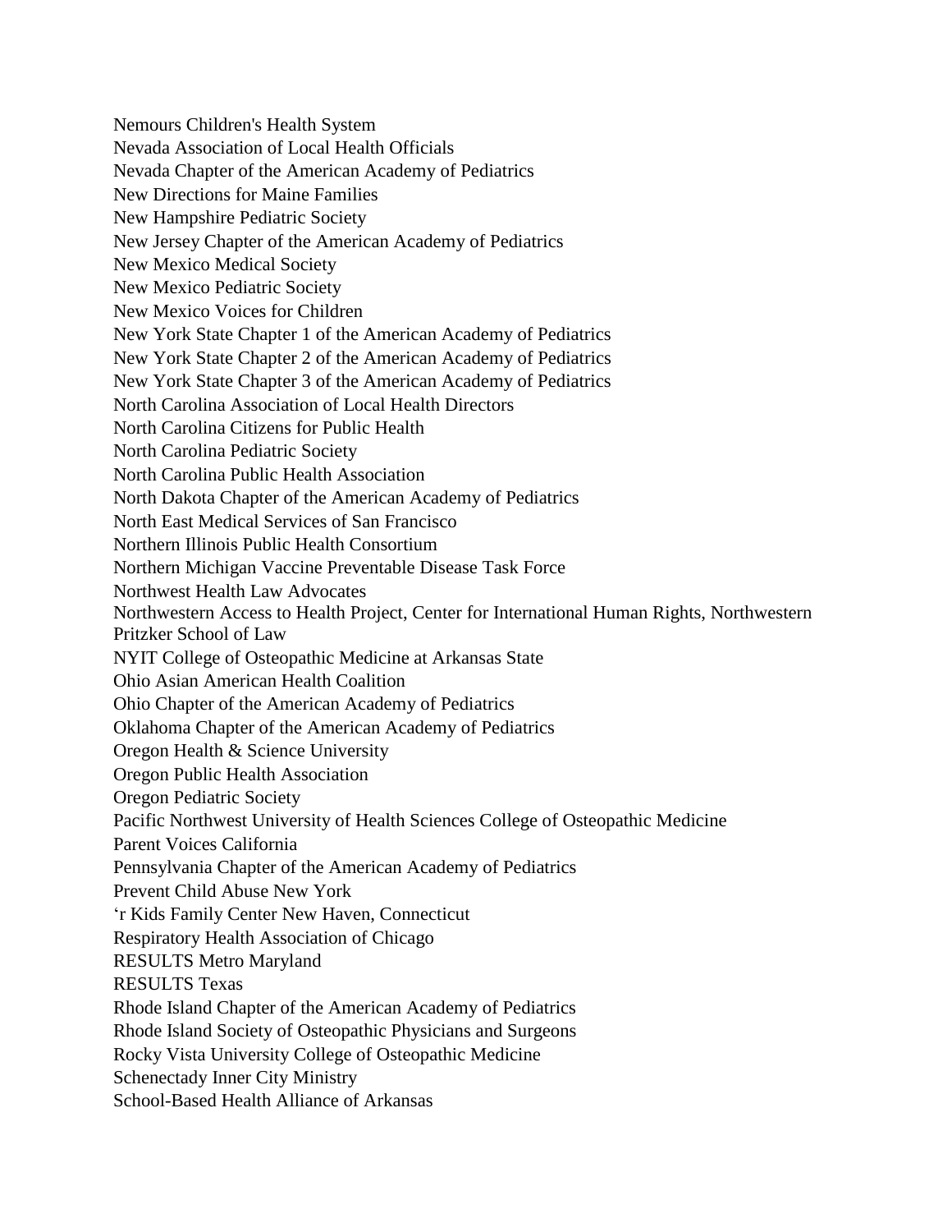Nemours Children's Health System
Nevada Association of Local Health Officials
Nevada Chapter of the American Academy of Pediatrics
New Directions for Maine Families
New Hampshire Pediatric Society
New Jersey Chapter of the American Academy of Pediatrics
New Mexico Medical Society
New Mexico Pediatric Society
New Mexico Voices for Children
New York State Chapter 1 of the American Academy of Pediatrics
New York State Chapter 2 of the American Academy of Pediatrics
New York State Chapter 3 of the American Academy of Pediatrics
North Carolina Association of Local Health Directors
North Carolina Citizens for Public Health
North Carolina Pediatric Society
North Carolina Public Health Association
North Dakota Chapter of the American Academy of Pediatrics
North East Medical Services of San Francisco
Northern Illinois Public Health Consortium
Northern Michigan Vaccine Preventable Disease Task Force
Northwest Health Law Advocates
Northwestern Access to Health Project, Center for International Human Rights, Northwestern Pritzker School of Law
NYIT College of Osteopathic Medicine at Arkansas State
Ohio Asian American Health Coalition
Ohio Chapter of the American Academy of Pediatrics
Oklahoma Chapter of the American Academy of Pediatrics
Oregon Health & Science University
Oregon Public Health Association
Oregon Pediatric Society
Pacific Northwest University of Health Sciences College of Osteopathic Medicine
Parent Voices California
Pennsylvania Chapter of the American Academy of Pediatrics
Prevent Child Abuse New York
'r Kids Family Center New Haven, Connecticut
Respiratory Health Association of Chicago
RESULTS Metro Maryland
RESULTS Texas
Rhode Island Chapter of the American Academy of Pediatrics
Rhode Island Society of Osteopathic Physicians and Surgeons
Rocky Vista University College of Osteopathic Medicine
Schenectady Inner City Ministry
School-Based Health Alliance of Arkansas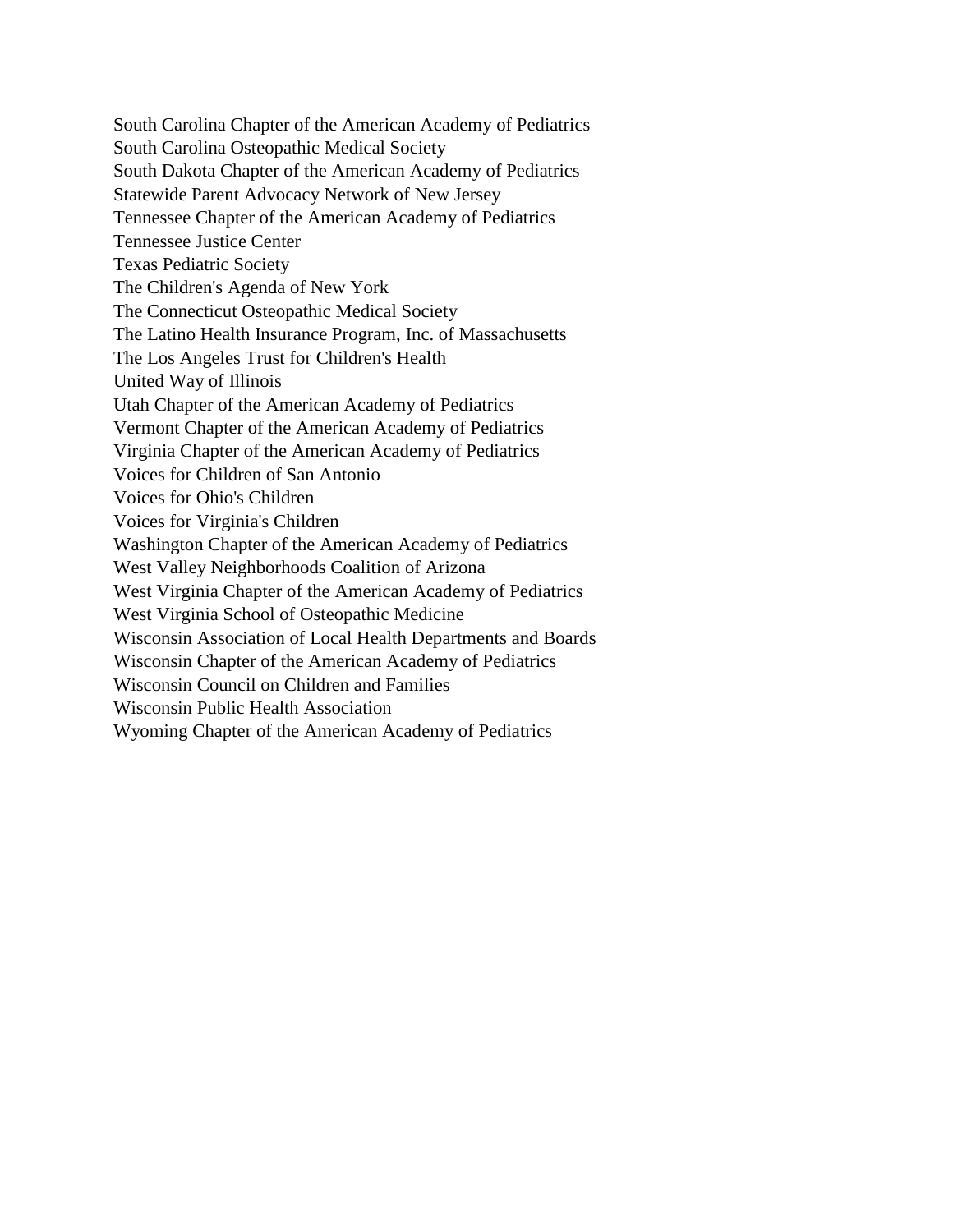South Carolina Chapter of the American Academy of Pediatrics
South Carolina Osteopathic Medical Society
South Dakota Chapter of the American Academy of Pediatrics
Statewide Parent Advocacy Network of New Jersey
Tennessee Chapter of the American Academy of Pediatrics
Tennessee Justice Center
Texas Pediatric Society
The Children's Agenda of New York
The Connecticut Osteopathic Medical Society
The Latino Health Insurance Program, Inc. of Massachusetts
The Los Angeles Trust for Children's Health
United Way of Illinois
Utah Chapter of the American Academy of Pediatrics
Vermont Chapter of the American Academy of Pediatrics
Virginia Chapter of the American Academy of Pediatrics
Voices for Children of San Antonio
Voices for Ohio's Children
Voices for Virginia's Children
Washington Chapter of the American Academy of Pediatrics
West Valley Neighborhoods Coalition of Arizona
West Virginia Chapter of the American Academy of Pediatrics
West Virginia School of Osteopathic Medicine
Wisconsin Association of Local Health Departments and Boards
Wisconsin Chapter of the American Academy of Pediatrics
Wisconsin Council on Children and Families
Wisconsin Public Health Association
Wyoming Chapter of the American Academy of Pediatrics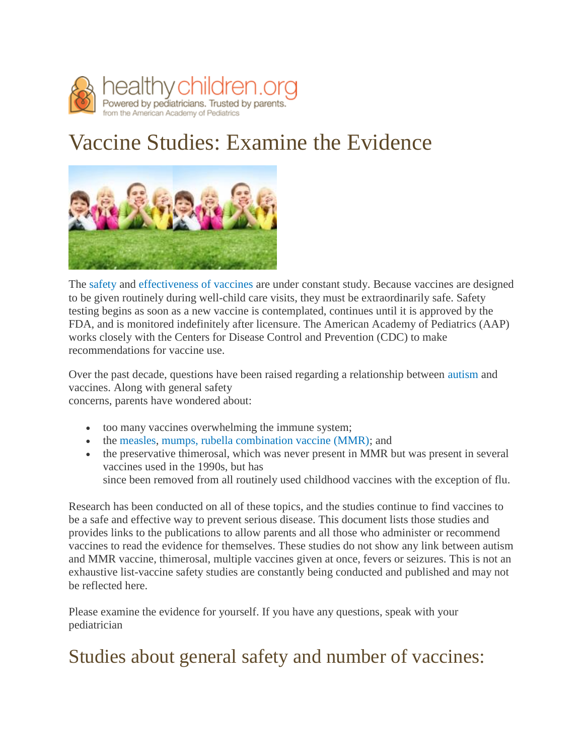healthychildren.org
Powered by pediatricians. Trusted by parents.
from the American Academy of Pediatrics

# Vaccine Studies: Examine the Evidence

The safety and effectiveness of vaccines are under constant study. Because vaccines are designed to be given routinely during well-child care visits, they must be extraordinarily safe. Safety testing begins as soon as a new vaccine is contemplated, continues until it is approved by the FDA, and is monitored indefinitely after licensure. The American Academy of Pediatrics (AAP) works closely with the Centers for Disease Control and Prevention (CDC) to make recommendations for vaccine use.

Over the past decade, questions have been raised regarding a relationship between autism and vaccines. Along with general safety concerns, parents have wondered about:

- too many vaccines overwhelming the immune system;
- the measles, mumps, rubella combination vaccine (MMR); and
- the preservative thimerosal, which was never present in MMR but was present in several vaccines used in the 1990s, but has since been removed from all routinely used childhood vaccines with the exception of flu.

Research has been conducted on all of these topics, and the studies continue to find vaccines to be a safe and effective way to prevent serious disease. This document lists those studies and provides links to the publications to allow parents and all those who administer or recommend vaccines to read the evidence for themselves. These studies do not show any link between autism and MMR vaccine, thimerosal, multiple vaccines given at once, fevers or seizures. This is not an exhaustive list-vaccine safety studies are constantly being conducted and published and may not be reflected here.

Please examine the evidence for yourself. If you have any questions, speak with your pediatrician

## Studies about general safety and number of vaccines: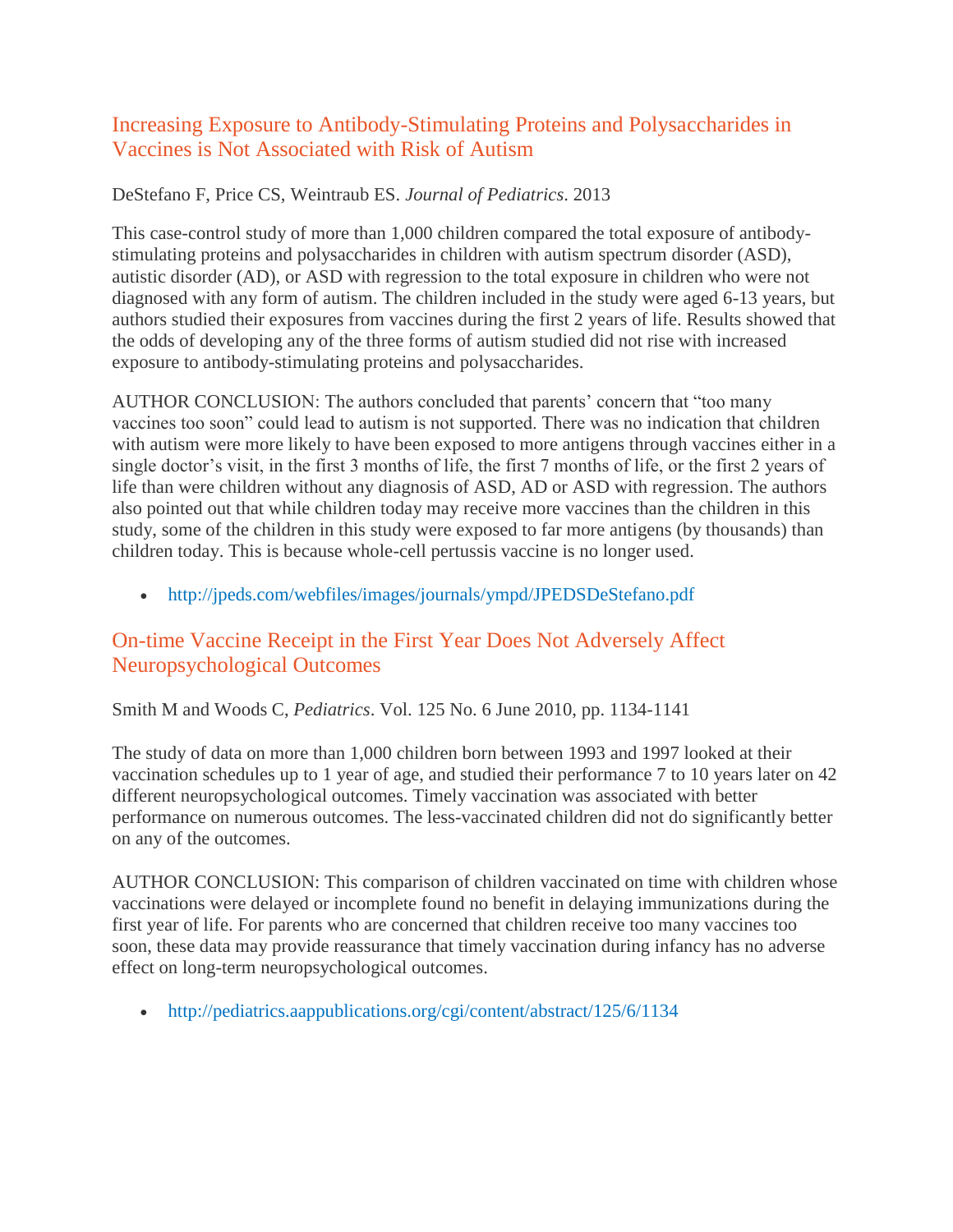## Increasing Exposure to Antibody-Stimulating Proteins and Polysaccharides in Vaccines is Not Associated with Risk of Autism

DeStefano F, Price CS, Weintraub ES. *Journal of Pediatrics*. 2013

This case-control study of more than 1,000 children compared the total exposure of antibody-stimulating proteins and polysaccharides in children with autism spectrum disorder (ASD), autistic disorder (AD), or ASD with regression to the total exposure in children who were not diagnosed with any form of autism. The children included in the study were aged 6-13 years, but authors studied their exposures from vaccines during the first 2 years of life. Results showed that the odds of developing any of the three forms of autism studied did not rise with increased exposure to antibody-stimulating proteins and polysaccharides.

AUTHOR CONCLUSION: The authors concluded that parents' concern that "too many vaccines too soon" could lead to autism is not supported. There was no indication that children with autism were more likely to have been exposed to more antigens through vaccines either in a single doctor's visit, in the first 3 months of life, the first 7 months of life, or the first 2 years of life than were children without any diagnosis of ASD, AD or ASD with regression. The authors also pointed out that while children today may receive more vaccines than the children in this study, some of the children in this study were exposed to far more antigens (by thousands) than children today. This is because whole-cell pertussis vaccine is no longer used.

- http://jpeds.com/webfiles/images/journals/ympd/JPEDSDeStefano.pdf

## On-time Vaccine Receipt in the First Year Does Not Adversely Affect Neuropsychological Outcomes

Smith M and Woods C, *Pediatrics*. Vol. 125 No. 6 June 2010, pp. 1134-1141

The study of data on more than 1,000 children born between 1993 and 1997 looked at their vaccination schedules up to 1 year of age, and studied their performance 7 to 10 years later on 42 different neuropsychological outcomes. Timely vaccination was associated with better performance on numerous outcomes. The less-vaccinated children did not do significantly better on any of the outcomes.

AUTHOR CONCLUSION: This comparison of children vaccinated on time with children whose vaccinations were delayed or incomplete found no benefit in delaying immunizations during the first year of life. For parents who are concerned that children receive too many vaccines too soon, these data may provide reassurance that timely vaccination during infancy has no adverse effect on long-term neuropsychological outcomes.

- http://pediatrics.aappublications.org/cgi/content/abstract/125/6/1134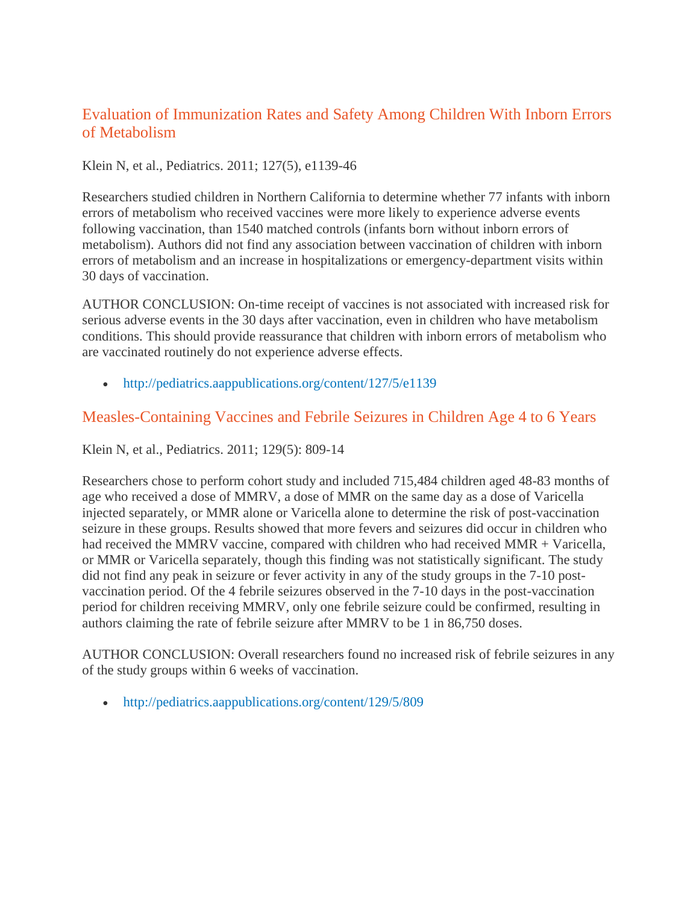## Evaluation of Immunization Rates and Safety Among Children With Inborn Errors of Metabolism

Klein N, et al., Pediatrics. 2011; 127(5), e1139-46

Researchers studied children in Northern California to determine whether 77 infants with inborn errors of metabolism who received vaccines were more likely to experience adverse events following vaccination, than 1540 matched controls (infants born without inborn errors of metabolism). Authors did not find any association between vaccination of children with inborn errors of metabolism and an increase in hospitalizations or emergency-department visits within 30 days of vaccination.

AUTHOR CONCLUSION: On-time receipt of vaccines is not associated with increased risk for serious adverse events in the 30 days after vaccination, even in children who have metabolism conditions. This should provide reassurance that children with inborn errors of metabolism who are vaccinated routinely do not experience adverse effects.

- http://pediatrics.aappublications.org/content/127/5/e1139

## Measles-Containing Vaccines and Febrile Seizures in Children Age 4 to 6 Years

Klein N, et al., Pediatrics. 2011; 129(5): 809-14

Researchers chose to perform cohort study and included 715,484 children aged 48-83 months of age who received a dose of MMRV, a dose of MMR on the same day as a dose of Varicella injected separately, or MMR alone or Varicella alone to determine the risk of post-vaccination seizure in these groups. Results showed that more fevers and seizures did occur in children who had received the MMRV vaccine, compared with children who had received MMR + Varicella, or MMR or Varicella separately, though this finding was not statistically significant. The study did not find any peak in seizure or fever activity in any of the study groups in the 7-10 post-vaccination period. Of the 4 febrile seizures observed in the 7-10 days in the post-vaccination period for children receiving MMRV, only one febrile seizure could be confirmed, resulting in authors claiming the rate of febrile seizure after MMRV to be 1 in 86,750 doses.

AUTHOR CONCLUSION: Overall researchers found no increased risk of febrile seizures in any of the study groups within 6 weeks of vaccination.

- http://pediatrics.aappublications.org/content/129/5/809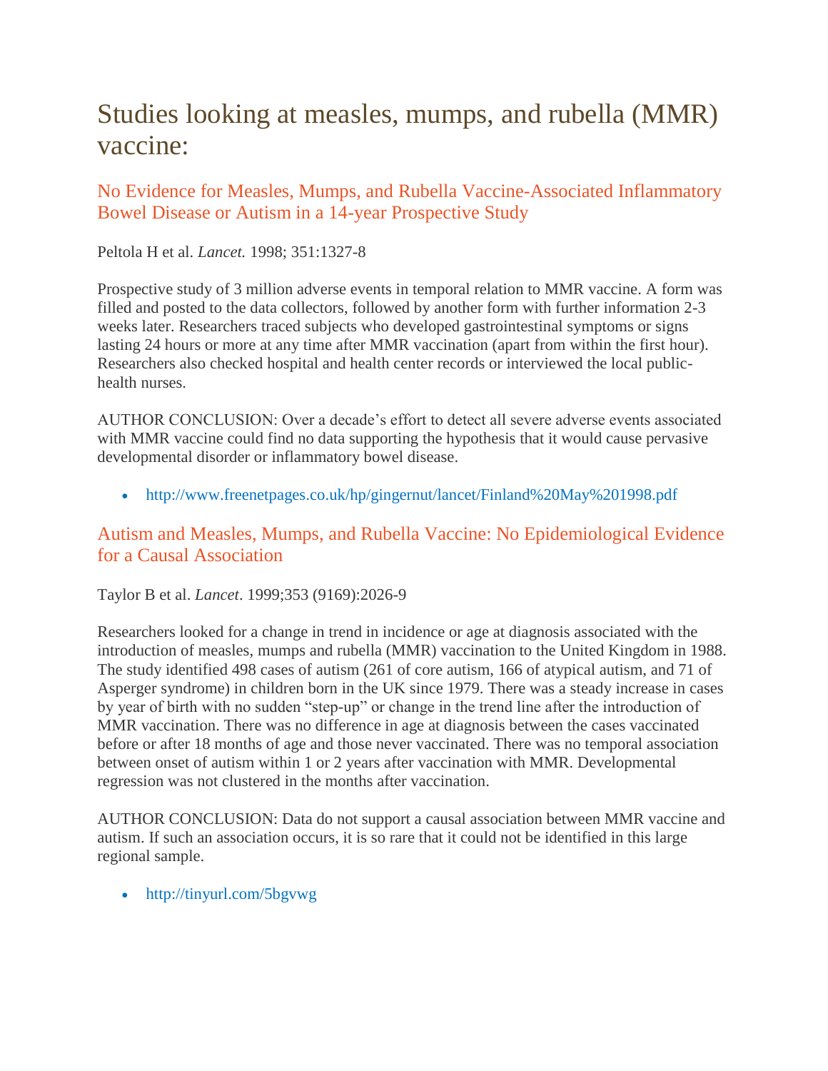# Studies looking at measles, mumps, and rubella (MMR) vaccine:

## No Evidence for Measles, Mumps, and Rubella Vaccine-Associated Inflammatory Bowel Disease or Autism in a 14-year Prospective Study

Peltola H et al. *Lancet.* 1998; 351:1327-8

Prospective study of 3 million adverse events in temporal relation to MMR vaccine. A form was filled and posted to the data collectors, followed by another form with further information 2-3 weeks later. Researchers traced subjects who developed gastrointestinal symptoms or signs lasting 24 hours or more at any time after MMR vaccination (apart from within the first hour). Researchers also checked hospital and health center records or interviewed the local public-health nurses.

AUTHOR CONCLUSION: Over a decade's effort to detect all severe adverse events associated with MMR vaccine could find no data supporting the hypothesis that it would cause pervasive developmental disorder or inflammatory bowel disease.

- http://www.freenetpages.co.uk/hp/gingernut/lancet/Finland%20May%201998.pdf

## Autism and Measles, Mumps, and Rubella Vaccine: No Epidemiological Evidence for a Causal Association

Taylor B et al. *Lancet*. 1999;353 (9169):2026-9

Researchers looked for a change in trend in incidence or age at diagnosis associated with the introduction of measles, mumps and rubella (MMR) vaccination to the United Kingdom in 1988. The study identified 498 cases of autism (261 of core autism, 166 of atypical autism, and 71 of Asperger syndrome) in children born in the UK since 1979. There was a steady increase in cases by year of birth with no sudden "step-up" or change in the trend line after the introduction of MMR vaccination. There was no difference in age at diagnosis between the cases vaccinated before or after 18 months of age and those never vaccinated. There was no temporal association between onset of autism within 1 or 2 years after vaccination with MMR. Developmental regression was not clustered in the months after vaccination.

AUTHOR CONCLUSION: Data do not support a causal association between MMR vaccine and autism. If such an association occurs, it is so rare that it could not be identified in this large regional sample.

- http://tinyurl.com/5bgvwg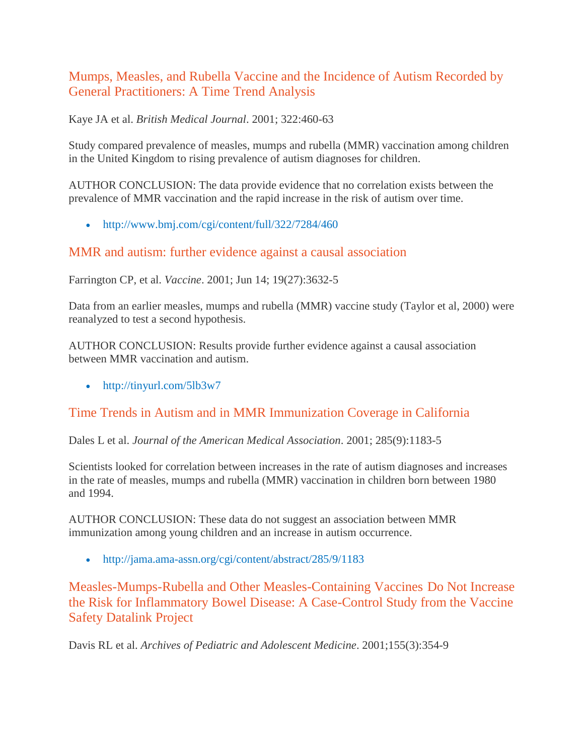## Mumps, Measles, and Rubella Vaccine and the Incidence of Autism Recorded by General Practitioners: A Time Trend Analysis

Kaye JA et al. *British Medical Journal*. 2001; 322:460-63

Study compared prevalence of measles, mumps and rubella (MMR) vaccination among children in the United Kingdom to rising prevalence of autism diagnoses for children.

AUTHOR CONCLUSION: The data provide evidence that no correlation exists between the prevalence of MMR vaccination and the rapid increase in the risk of autism over time.

- http://www.bmj.com/cgi/content/full/322/7284/460

## MMR and autism: further evidence against a causal association

Farrington CP, et al. *Vaccine*. 2001; Jun 14; 19(27):3632-5

Data from an earlier measles, mumps and rubella (MMR) vaccine study (Taylor et al, 2000) were reanalyzed to test a second hypothesis.

AUTHOR CONCLUSION: Results provide further evidence against a causal association between MMR vaccination and autism.

- http://tinyurl.com/5lb3w7

## Time Trends in Autism and in MMR Immunization Coverage in California

Dales L et al. *Journal of the American Medical Association*. 2001; 285(9):1183-5

Scientists looked for correlation between increases in the rate of autism diagnoses and increases in the rate of measles, mumps and rubella (MMR) vaccination in children born between 1980 and 1994.

AUTHOR CONCLUSION: These data do not suggest an association between MMR immunization among young children and an increase in autism occurrence.

- http://jama.ama-assn.org/cgi/content/abstract/285/9/1183

## Measles-Mumps-Rubella and Other Measles-Containing Vaccines Do Not Increase the Risk for Inflammatory Bowel Disease: A Case-Control Study from the Vaccine Safety Datalink Project

Davis RL et al. *Archives of Pediatric and Adolescent Medicine*. 2001;155(3):354-9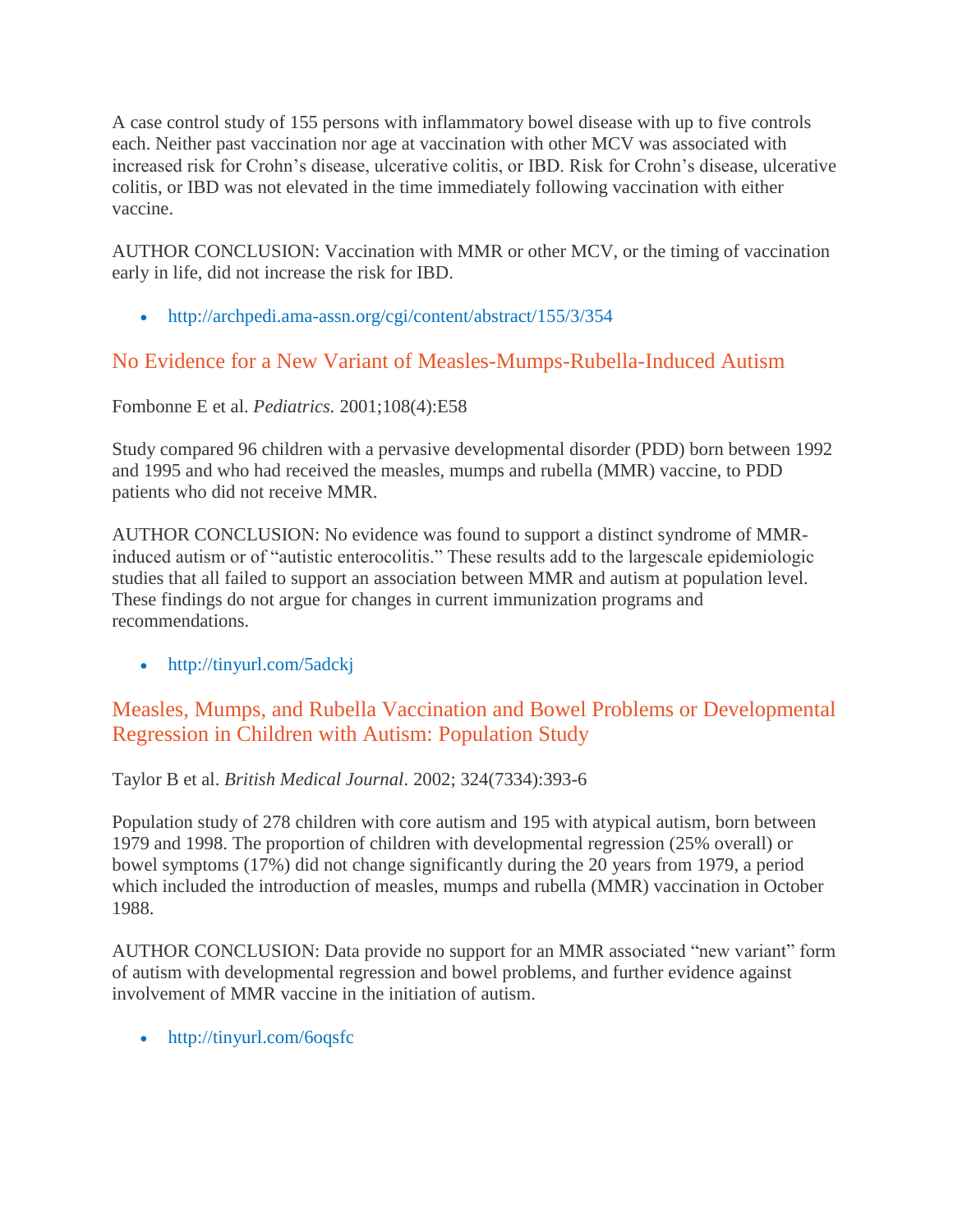A case control study of 155 persons with inflammatory bowel disease with up to five controls each. Neither past vaccination nor age at vaccination with other MCV was associated with increased risk for Crohn's disease, ulcerative colitis, or IBD. Risk for Crohn's disease, ulcerative colitis, or IBD was not elevated in the time immediately following vaccination with either vaccine.

AUTHOR CONCLUSION: Vaccination with MMR or other MCV, or the timing of vaccination early in life, did not increase the risk for IBD.

- http://archpedi.ama-assn.org/cgi/content/abstract/155/3/354

## No Evidence for a New Variant of Measles-Mumps-Rubella-Induced Autism

Fombonne E et al. *Pediatrics.* 2001;108(4):E58

Study compared 96 children with a pervasive developmental disorder (PDD) born between 1992 and 1995 and who had received the measles, mumps and rubella (MMR) vaccine, to PDD patients who did not receive MMR.

AUTHOR CONCLUSION: No evidence was found to support a distinct syndrome of MMR-induced autism or of "autistic enterocolitis." These results add to the largescale epidemiologic studies that all failed to support an association between MMR and autism at population level. These findings do not argue for changes in current immunization programs and recommendations.

- http://tinyurl.com/5adckj

## Measles, Mumps, and Rubella Vaccination and Bowel Problems or Developmental Regression in Children with Autism: Population Study

Taylor B et al. *British Medical Journal*. 2002; 324(7334):393-6

Population study of 278 children with core autism and 195 with atypical autism, born between 1979 and 1998. The proportion of children with developmental regression (25% overall) or bowel symptoms (17%) did not change significantly during the 20 years from 1979, a period which included the introduction of measles, mumps and rubella (MMR) vaccination in October 1988.

AUTHOR CONCLUSION: Data provide no support for an MMR associated "new variant" form of autism with developmental regression and bowel problems, and further evidence against involvement of MMR vaccine in the initiation of autism.

- http://tinyurl.com/6oqsfc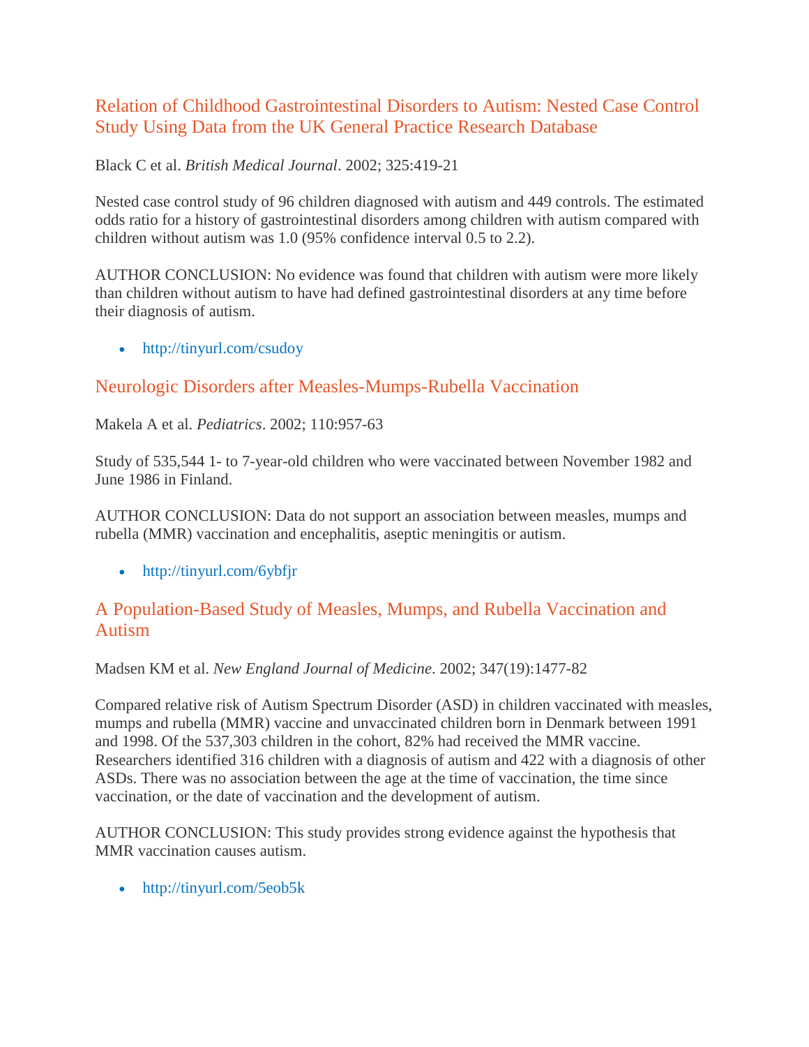## Relation of Childhood Gastrointestinal Disorders to Autism: Nested Case Control Study Using Data from the UK General Practice Research Database

Black C et al. *British Medical Journal*. 2002; 325:419-21

Nested case control study of 96 children diagnosed with autism and 449 controls. The estimated odds ratio for a history of gastrointestinal disorders among children with autism compared with children without autism was 1.0 (95% confidence interval 0.5 to 2.2).

AUTHOR CONCLUSION: No evidence was found that children with autism were more likely than children without autism to have had defined gastrointestinal disorders at any time before their diagnosis of autism.

- http://tinyurl.com/csudoy

## Neurologic Disorders after Measles-Mumps-Rubella Vaccination

Makela A et al. *Pediatrics*. 2002; 110:957-63

Study of 535,544 1- to 7-year-old children who were vaccinated between November 1982 and June 1986 in Finland.

AUTHOR CONCLUSION: Data do not support an association between measles, mumps and rubella (MMR) vaccination and encephalitis, aseptic meningitis or autism.

- http://tinyurl.com/6ybfjr

## A Population-Based Study of Measles, Mumps, and Rubella Vaccination and Autism

Madsen KM et al. *New England Journal of Medicine*. 2002; 347(19):1477-82

Compared relative risk of Autism Spectrum Disorder (ASD) in children vaccinated with measles, mumps and rubella (MMR) vaccine and unvaccinated children born in Denmark between 1991 and 1998. Of the 537,303 children in the cohort, 82% had received the MMR vaccine. Researchers identified 316 children with a diagnosis of autism and 422 with a diagnosis of other ASDs. There was no association between the age at the time of vaccination, the time since vaccination, or the date of vaccination and the development of autism.

AUTHOR CONCLUSION: This study provides strong evidence against the hypothesis that MMR vaccination causes autism.

- http://tinyurl.com/5eob5k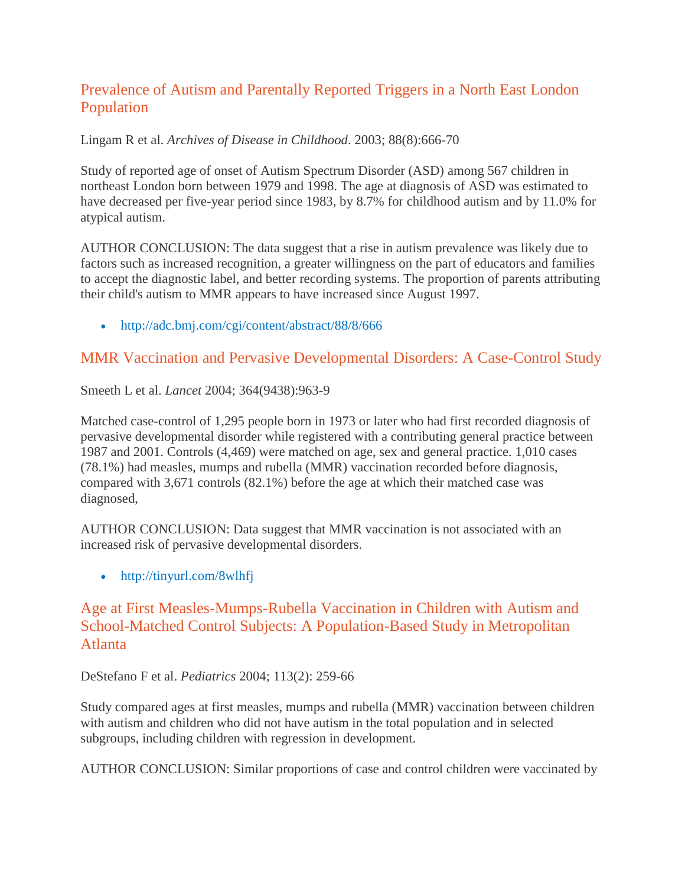## Prevalence of Autism and Parentally Reported Triggers in a North East London Population

Lingam R et al. *Archives of Disease in Childhood*. 2003; 88(8):666-70

Study of reported age of onset of Autism Spectrum Disorder (ASD) among 567 children in northeast London born between 1979 and 1998. The age at diagnosis of ASD was estimated to have decreased per five-year period since 1983, by 8.7% for childhood autism and by 11.0% for atypical autism.

AUTHOR CONCLUSION: The data suggest that a rise in autism prevalence was likely due to factors such as increased recognition, a greater willingness on the part of educators and families to accept the diagnostic label, and better recording systems. The proportion of parents attributing their child's autism to MMR appears to have increased since August 1997.

- http://adc.bmj.com/cgi/content/abstract/88/8/666

## MMR Vaccination and Pervasive Developmental Disorders: A Case-Control Study

Smeeth L et al. *Lancet* 2004; 364(9438):963-9

Matched case-control of 1,295 people born in 1973 or later who had first recorded diagnosis of pervasive developmental disorder while registered with a contributing general practice between 1987 and 2001. Controls (4,469) were matched on age, sex and general practice. 1,010 cases (78.1%) had measles, mumps and rubella (MMR) vaccination recorded before diagnosis, compared with 3,671 controls (82.1%) before the age at which their matched case was diagnosed,

AUTHOR CONCLUSION: Data suggest that MMR vaccination is not associated with an increased risk of pervasive developmental disorders.

- http://tinyurl.com/8wlhfj

## Age at First Measles-Mumps-Rubella Vaccination in Children with Autism and School-Matched Control Subjects: A Population-Based Study in Metropolitan Atlanta

DeStefano F et al. *Pediatrics* 2004; 113(2): 259-66

Study compared ages at first measles, mumps and rubella (MMR) vaccination between children with autism and children who did not have autism in the total population and in selected subgroups, including children with regression in development.

AUTHOR CONCLUSION: Similar proportions of case and control children were vaccinated by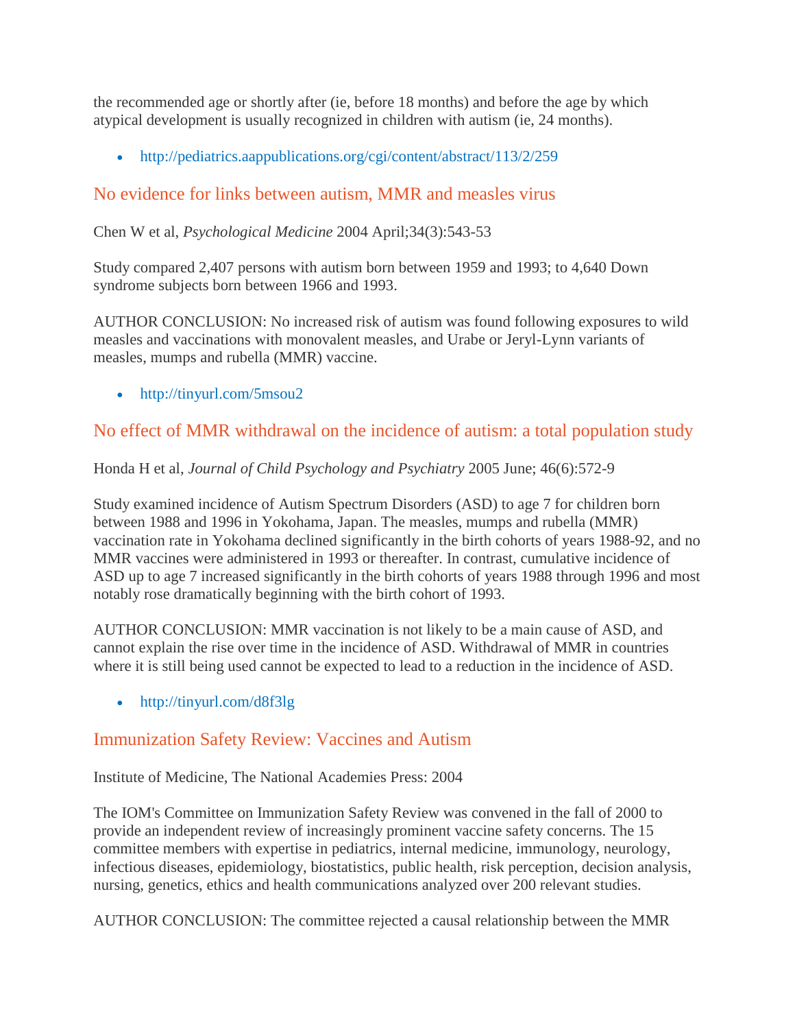the recommended age or shortly after (ie, before 18 months) and before the age by which atypical development is usually recognized in children with autism (ie, 24 months).

- http://pediatrics.aappublications.org/cgi/content/abstract/113/2/259

## No evidence for links between autism, MMR and measles virus

Chen W et al, *Psychological Medicine* 2004 April;34(3):543-53

Study compared 2,407 persons with autism born between 1959 and 1993; to 4,640 Down syndrome subjects born between 1966 and 1993.

AUTHOR CONCLUSION: No increased risk of autism was found following exposures to wild measles and vaccinations with monovalent measles, and Urabe or Jeryl-Lynn variants of measles, mumps and rubella (MMR) vaccine.

- http://tinyurl.com/5msou2

## No effect of MMR withdrawal on the incidence of autism: a total population study

Honda H et al, *Journal of Child Psychology and Psychiatry* 2005 June; 46(6):572-9

Study examined incidence of Autism Spectrum Disorders (ASD) to age 7 for children born between 1988 and 1996 in Yokohama, Japan. The measles, mumps and rubella (MMR) vaccination rate in Yokohama declined significantly in the birth cohorts of years 1988-92, and no MMR vaccines were administered in 1993 or thereafter. In contrast, cumulative incidence of ASD up to age 7 increased significantly in the birth cohorts of years 1988 through 1996 and most notably rose dramatically beginning with the birth cohort of 1993.

AUTHOR CONCLUSION: MMR vaccination is not likely to be a main cause of ASD, and cannot explain the rise over time in the incidence of ASD. Withdrawal of MMR in countries where it is still being used cannot be expected to lead to a reduction in the incidence of ASD.

- http://tinyurl.com/d8f3lg

## Immunization Safety Review: Vaccines and Autism

Institute of Medicine, The National Academies Press: 2004

The IOM's Committee on Immunization Safety Review was convened in the fall of 2000 to provide an independent review of increasingly prominent vaccine safety concerns. The 15 committee members with expertise in pediatrics, internal medicine, immunology, neurology, infectious diseases, epidemiology, biostatistics, public health, risk perception, decision analysis, nursing, genetics, ethics and health communications analyzed over 200 relevant studies.

AUTHOR CONCLUSION: The committee rejected a causal relationship between the MMR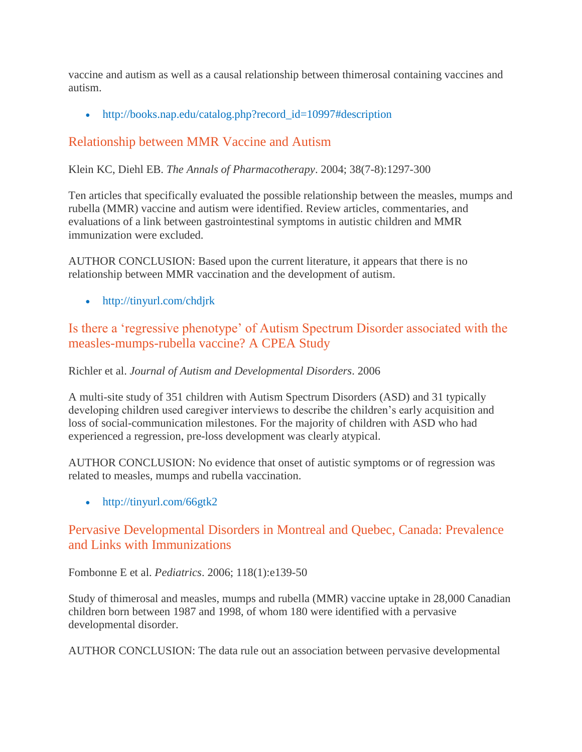vaccine and autism as well as a causal relationship between thimerosal containing vaccines and autism.

- http://books.nap.edu/catalog.php?record_id=10997#description

## Relationship between MMR Vaccine and Autism

Klein KC, Diehl EB. *The Annals of Pharmacotherapy*. 2004; 38(7-8):1297-300

Ten articles that specifically evaluated the possible relationship between the measles, mumps and rubella (MMR) vaccine and autism were identified. Review articles, commentaries, and evaluations of a link between gastrointestinal symptoms in autistic children and MMR immunization were excluded.

AUTHOR CONCLUSION: Based upon the current literature, it appears that there is no relationship between MMR vaccination and the development of autism.

- http://tinyurl.com/chdjrk

## Is there a 'regressive phenotype' of Autism Spectrum Disorder associated with the measles-mumps-rubella vaccine? A CPEA Study

Richler et al. *Journal of Autism and Developmental Disorders*. 2006

A multi-site study of 351 children with Autism Spectrum Disorders (ASD) and 31 typically developing children used caregiver interviews to describe the children's early acquisition and loss of social-communication milestones. For the majority of children with ASD who had experienced a regression, pre-loss development was clearly atypical.

AUTHOR CONCLUSION: No evidence that onset of autistic symptoms or of regression was related to measles, mumps and rubella vaccination.

- http://tinyurl.com/66gtk2

## Pervasive Developmental Disorders in Montreal and Quebec, Canada: Prevalence and Links with Immunizations

Fombonne E et al. *Pediatrics*. 2006; 118(1):e139-50

Study of thimerosal and measles, mumps and rubella (MMR) vaccine uptake in 28,000 Canadian children born between 1987 and 1998, of whom 180 were identified with a pervasive developmental disorder.

AUTHOR CONCLUSION: The data rule out an association between pervasive developmental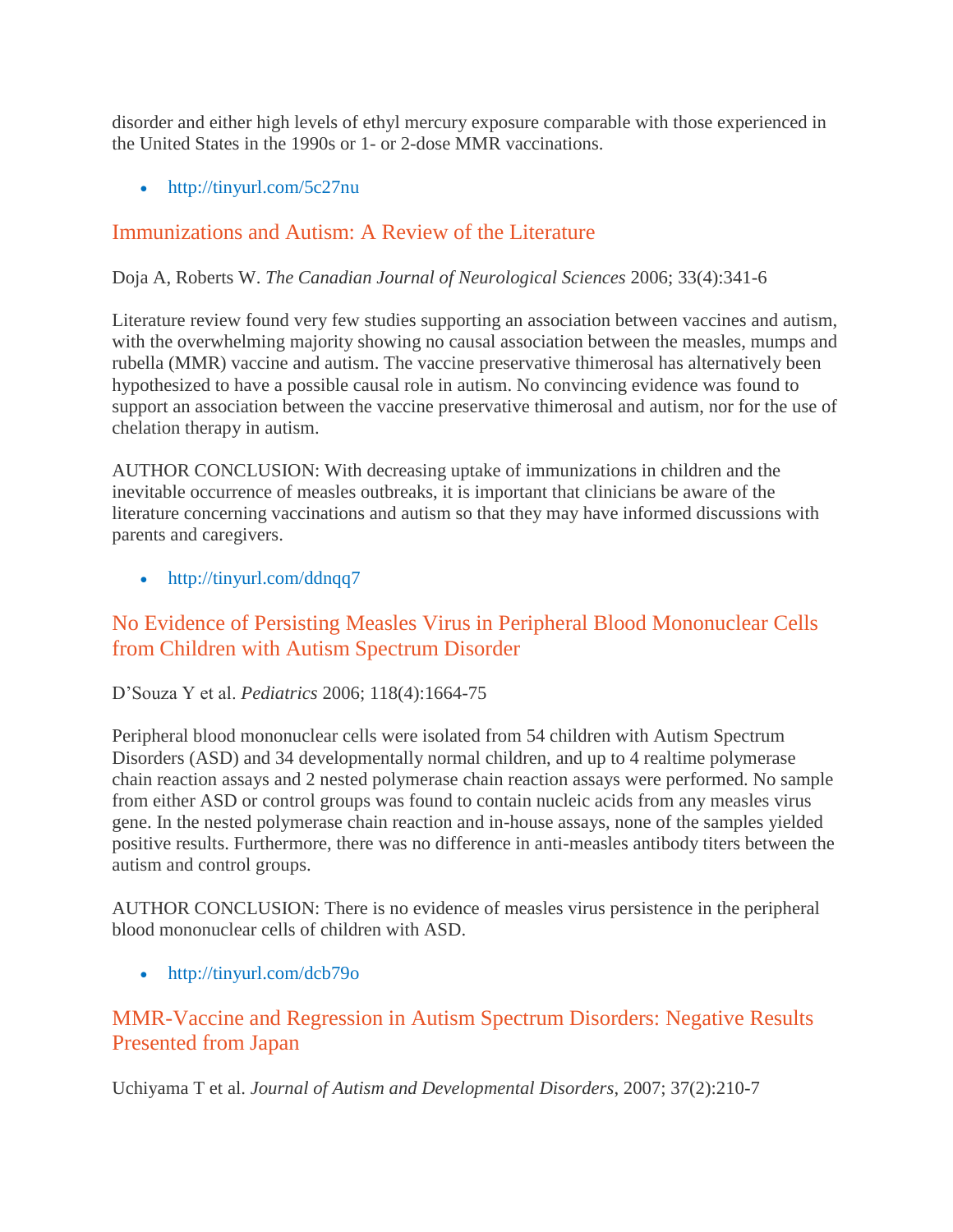disorder and either high levels of ethyl mercury exposure comparable with those experienced in the United States in the 1990s or 1- or 2-dose MMR vaccinations.

- http://tinyurl.com/5c27nu

## Immunizations and Autism: A Review of the Literature

Doja A, Roberts W. *The Canadian Journal of Neurological Sciences* 2006; 33(4):341-6

Literature review found very few studies supporting an association between vaccines and autism, with the overwhelming majority showing no causal association between the measles, mumps and rubella (MMR) vaccine and autism. The vaccine preservative thimerosal has alternatively been hypothesized to have a possible causal role in autism. No convincing evidence was found to support an association between the vaccine preservative thimerosal and autism, nor for the use of chelation therapy in autism.

AUTHOR CONCLUSION: With decreasing uptake of immunizations in children and the inevitable occurrence of measles outbreaks, it is important that clinicians be aware of the literature concerning vaccinations and autism so that they may have informed discussions with parents and caregivers.

- http://tinyurl.com/ddnqq7

## No Evidence of Persisting Measles Virus in Peripheral Blood Mononuclear Cells from Children with Autism Spectrum Disorder

D'Souza Y et al. *Pediatrics* 2006; 118(4):1664-75

Peripheral blood mononuclear cells were isolated from 54 children with Autism Spectrum Disorders (ASD) and 34 developmentally normal children, and up to 4 realtime polymerase chain reaction assays and 2 nested polymerase chain reaction assays were performed. No sample from either ASD or control groups was found to contain nucleic acids from any measles virus gene. In the nested polymerase chain reaction and in-house assays, none of the samples yielded positive results. Furthermore, there was no difference in anti-measles antibody titers between the autism and control groups.

AUTHOR CONCLUSION: There is no evidence of measles virus persistence in the peripheral blood mononuclear cells of children with ASD.

- http://tinyurl.com/dcb79o

## MMR-Vaccine and Regression in Autism Spectrum Disorders: Negative Results Presented from Japan

Uchiyama T et al. *Journal of Autism and Developmental Disorders*, 2007; 37(2):210-7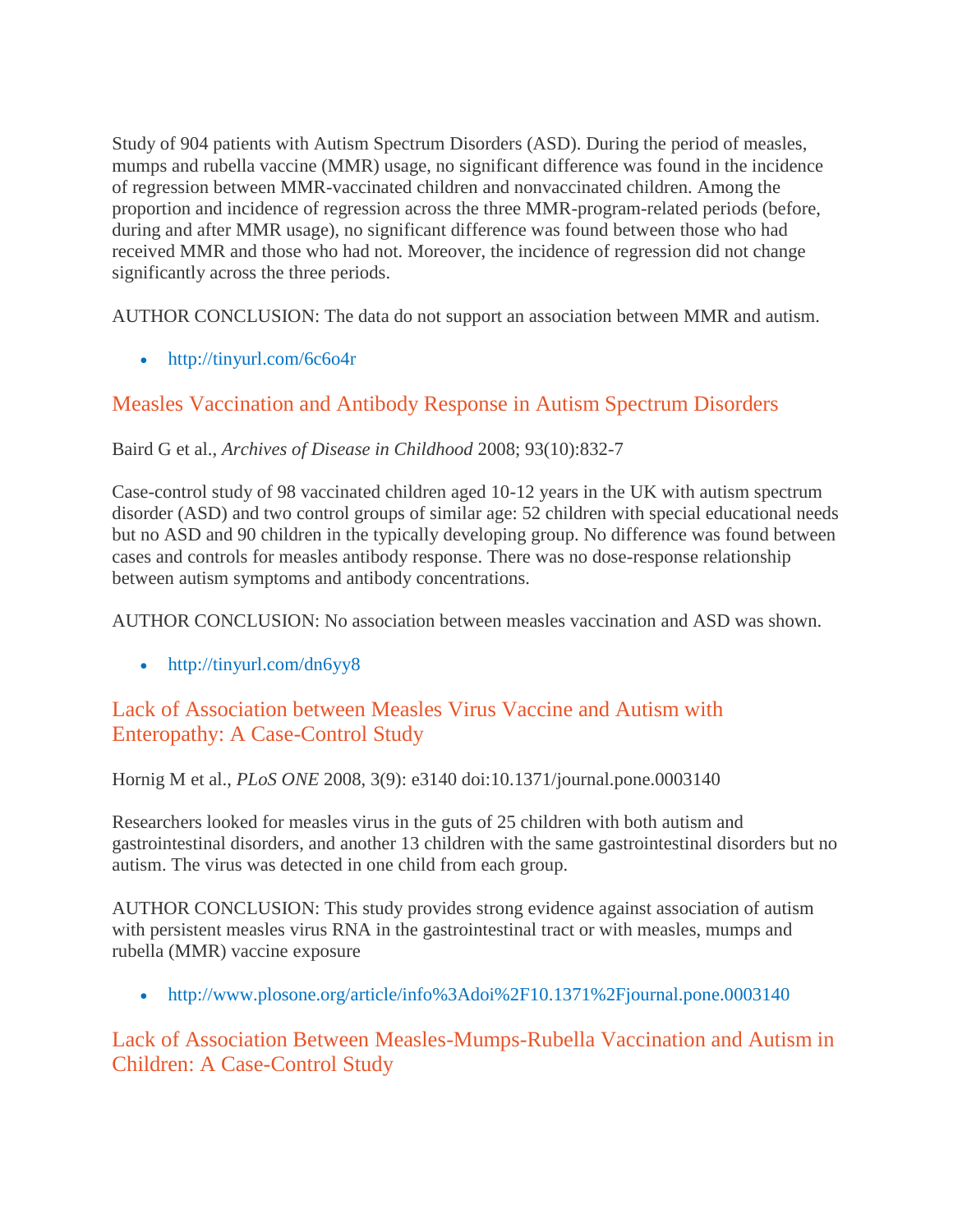Study of 904 patients with Autism Spectrum Disorders (ASD). During the period of measles, mumps and rubella vaccine (MMR) usage, no significant difference was found in the incidence of regression between MMR-vaccinated children and nonvaccinated children. Among the proportion and incidence of regression across the three MMR-program-related periods (before, during and after MMR usage), no significant difference was found between those who had received MMR and those who had not. Moreover, the incidence of regression did not change significantly across the three periods.

AUTHOR CONCLUSION: The data do not support an association between MMR and autism.

- http://tinyurl.com/6c6o4r

## Measles Vaccination and Antibody Response in Autism Spectrum Disorders

Baird G et al., *Archives of Disease in Childhood* 2008; 93(10):832-7

Case-control study of 98 vaccinated children aged 10-12 years in the UK with autism spectrum disorder (ASD) and two control groups of similar age: 52 children with special educational needs but no ASD and 90 children in the typically developing group. No difference was found between cases and controls for measles antibody response. There was no dose-response relationship between autism symptoms and antibody concentrations.

AUTHOR CONCLUSION: No association between measles vaccination and ASD was shown.

- http://tinyurl.com/dn6yy8

## Lack of Association between Measles Virus Vaccine and Autism with Enteropathy: A Case-Control Study

Hornig M et al., *PLoS ONE* 2008, 3(9): e3140 doi:10.1371/journal.pone.0003140

Researchers looked for measles virus in the guts of 25 children with both autism and gastrointestinal disorders, and another 13 children with the same gastrointestinal disorders but no autism. The virus was detected in one child from each group.

AUTHOR CONCLUSION: This study provides strong evidence against association of autism with persistent measles virus RNA in the gastrointestinal tract or with measles, mumps and rubella (MMR) vaccine exposure

- http://www.plosone.org/article/info%3Adoi%2F10.1371%2Fjournal.pone.0003140

## Lack of Association Between Measles-Mumps-Rubella Vaccination and Autism in Children: A Case-Control Study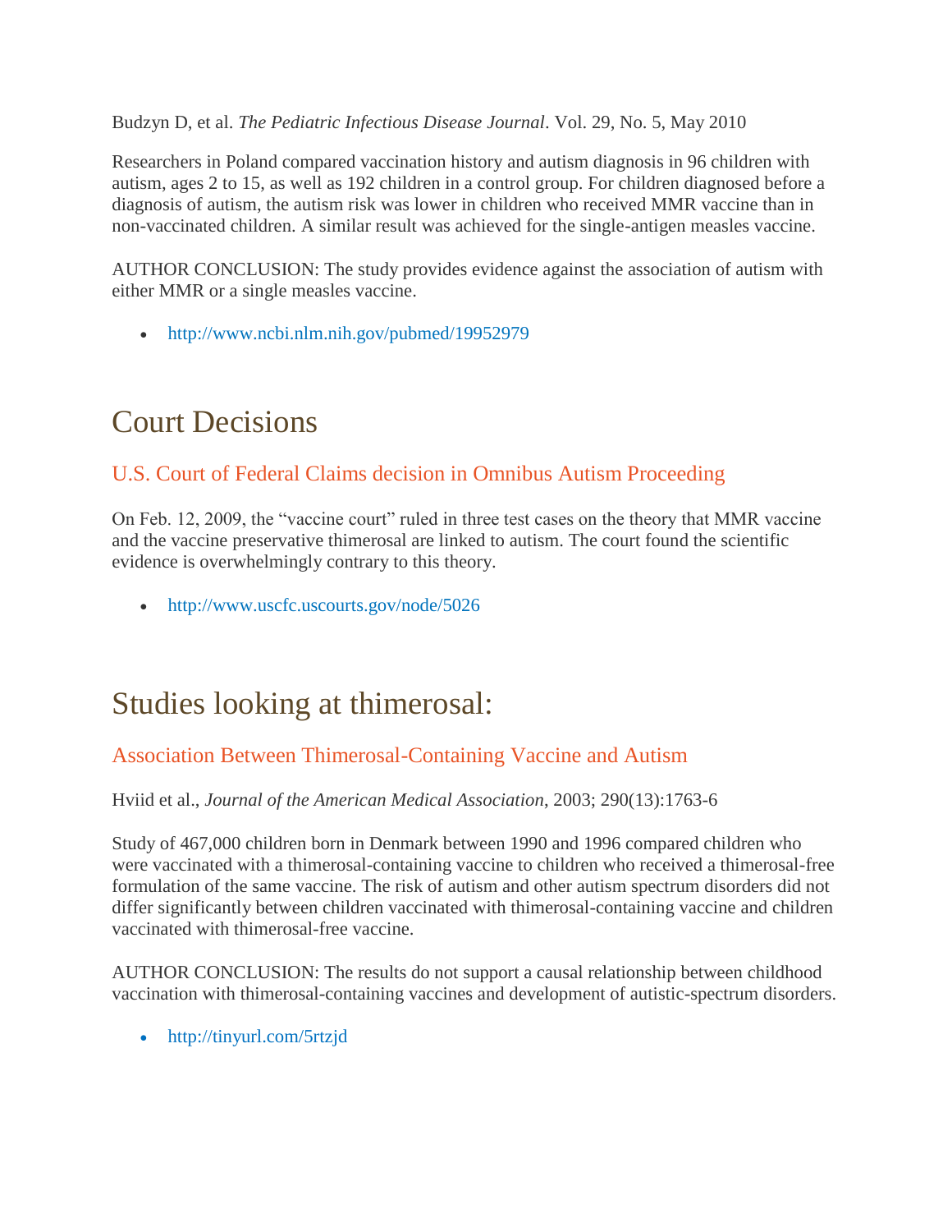Budzyn D, et al. *The Pediatric Infectious Disease Journal*. Vol. 29, No. 5, May 2010

Researchers in Poland compared vaccination history and autism diagnosis in 96 children with autism, ages 2 to 15, as well as 192 children in a control group. For children diagnosed before a diagnosis of autism, the autism risk was lower in children who received MMR vaccine than in non-vaccinated children. A similar result was achieved for the single-antigen measles vaccine.

AUTHOR CONCLUSION: The study provides evidence against the association of autism with either MMR or a single measles vaccine.

- http://www.ncbi.nlm.nih.gov/pubmed/19952979

# Court Decisions

## U.S. Court of Federal Claims decision in Omnibus Autism Proceeding

On Feb. 12, 2009, the "vaccine court" ruled in three test cases on the theory that MMR vaccine and the vaccine preservative thimerosal are linked to autism. The court found the scientific evidence is overwhelmingly contrary to this theory.

- http://www.uscfc.uscourts.gov/node/5026

# Studies looking at thimerosal:

## Association Between Thimerosal-Containing Vaccine and Autism

Hviid et al., *Journal of the American Medical Association*, 2003; 290(13):1763-6

Study of 467,000 children born in Denmark between 1990 and 1996 compared children who were vaccinated with a thimerosal-containing vaccine to children who received a thimerosal-free formulation of the same vaccine. The risk of autism and other autism spectrum disorders did not differ significantly between children vaccinated with thimerosal-containing vaccine and children vaccinated with thimerosal-free vaccine.

AUTHOR CONCLUSION: The results do not support a causal relationship between childhood vaccination with thimerosal-containing vaccines and development of autistic-spectrum disorders.

- http://tinyurl.com/5rtzjd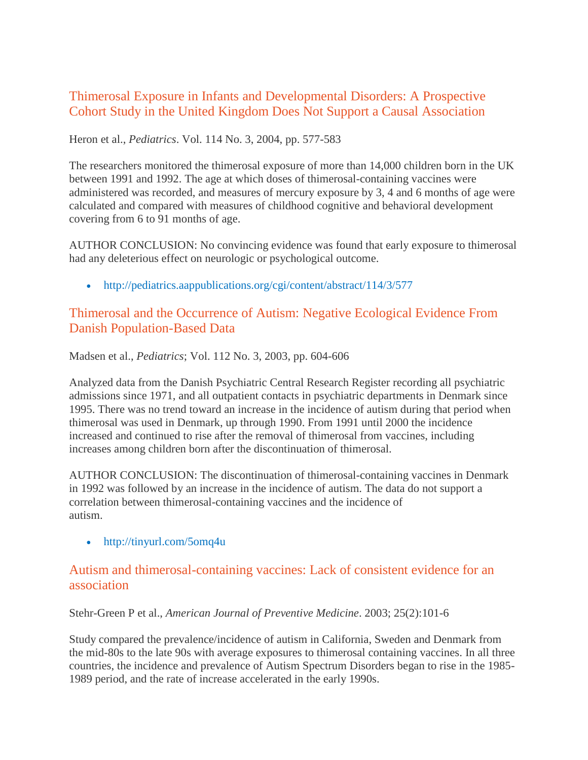## Thimerosal Exposure in Infants and Developmental Disorders: A Prospective Cohort Study in the United Kingdom Does Not Support a Causal Association

Heron et al., *Pediatrics*. Vol. 114 No. 3, 2004, pp. 577-583

The researchers monitored the thimerosal exposure of more than 14,000 children born in the UK between 1991 and 1992. The age at which doses of thimerosal-containing vaccines were administered was recorded, and measures of mercury exposure by 3, 4 and 6 months of age were calculated and compared with measures of childhood cognitive and behavioral development covering from 6 to 91 months of age.

AUTHOR CONCLUSION: No convincing evidence was found that early exposure to thimerosal had any deleterious effect on neurologic or psychological outcome.

- http://pediatrics.aappublications.org/cgi/content/abstract/114/3/577

## Thimerosal and the Occurrence of Autism: Negative Ecological Evidence From Danish Population-Based Data

Madsen et al., *Pediatrics*; Vol. 112 No. 3, 2003, pp. 604-606

Analyzed data from the Danish Psychiatric Central Research Register recording all psychiatric admissions since 1971, and all outpatient contacts in psychiatric departments in Denmark since 1995. There was no trend toward an increase in the incidence of autism during that period when thimerosal was used in Denmark, up through 1990. From 1991 until 2000 the incidence increased and continued to rise after the removal of thimerosal from vaccines, including increases among children born after the discontinuation of thimerosal.

AUTHOR CONCLUSION: The discontinuation of thimerosal-containing vaccines in Denmark in 1992 was followed by an increase in the incidence of autism. The data do not support a correlation between thimerosal-containing vaccines and the incidence of autism.

- http://tinyurl.com/5omq4u

## Autism and thimerosal-containing vaccines: Lack of consistent evidence for an association

Stehr-Green P et al., *American Journal of Preventive Medicine*. 2003; 25(2):101-6

Study compared the prevalence/incidence of autism in California, Sweden and Denmark from the mid-80s to the late 90s with average exposures to thimerosal containing vaccines. In all three countries, the incidence and prevalence of Autism Spectrum Disorders began to rise in the 1985-1989 period, and the rate of increase accelerated in the early 1990s.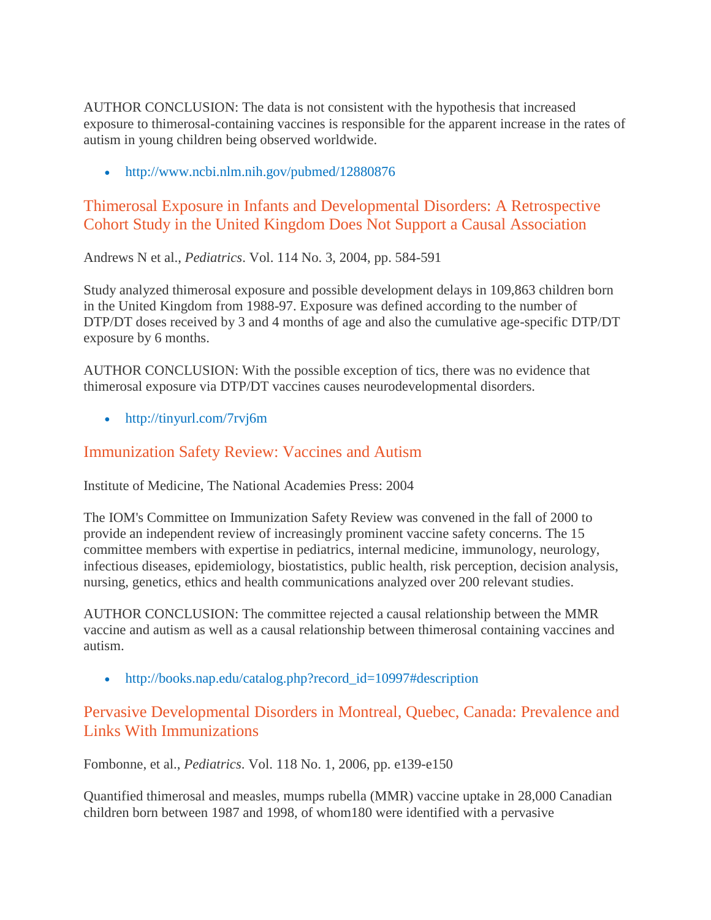AUTHOR CONCLUSION: The data is not consistent with the hypothesis that increased exposure to thimerosal-containing vaccines is responsible for the apparent increase in the rates of autism in young children being observed worldwide.

- http://www.ncbi.nlm.nih.gov/pubmed/12880876

## Thimerosal Exposure in Infants and Developmental Disorders: A Retrospective Cohort Study in the United Kingdom Does Not Support a Causal Association

Andrews N et al., *Pediatrics*. Vol. 114 No. 3, 2004, pp. 584-591

Study analyzed thimerosal exposure and possible development delays in 109,863 children born in the United Kingdom from 1988-97. Exposure was defined according to the number of DTP/DT doses received by 3 and 4 months of age and also the cumulative age-specific DTP/DT exposure by 6 months.

AUTHOR CONCLUSION: With the possible exception of tics, there was no evidence that thimerosal exposure via DTP/DT vaccines causes neurodevelopmental disorders.

- http://tinyurl.com/7rvj6m

## Immunization Safety Review: Vaccines and Autism

Institute of Medicine, The National Academies Press: 2004

The IOM's Committee on Immunization Safety Review was convened in the fall of 2000 to provide an independent review of increasingly prominent vaccine safety concerns. The 15 committee members with expertise in pediatrics, internal medicine, immunology, neurology, infectious diseases, epidemiology, biostatistics, public health, risk perception, decision analysis, nursing, genetics, ethics and health communications analyzed over 200 relevant studies.

AUTHOR CONCLUSION: The committee rejected a causal relationship between the MMR vaccine and autism as well as a causal relationship between thimerosal containing vaccines and autism.

- http://books.nap.edu/catalog.php?record_id=10997#description

## Pervasive Developmental Disorders in Montreal, Quebec, Canada: Prevalence and Links With Immunizations

Fombonne, et al., *Pediatrics*. Vol. 118 No. 1, 2006, pp. e139-e150

Quantified thimerosal and measles, mumps rubella (MMR) vaccine uptake in 28,000 Canadian children born between 1987 and 1998, of whom180 were identified with a pervasive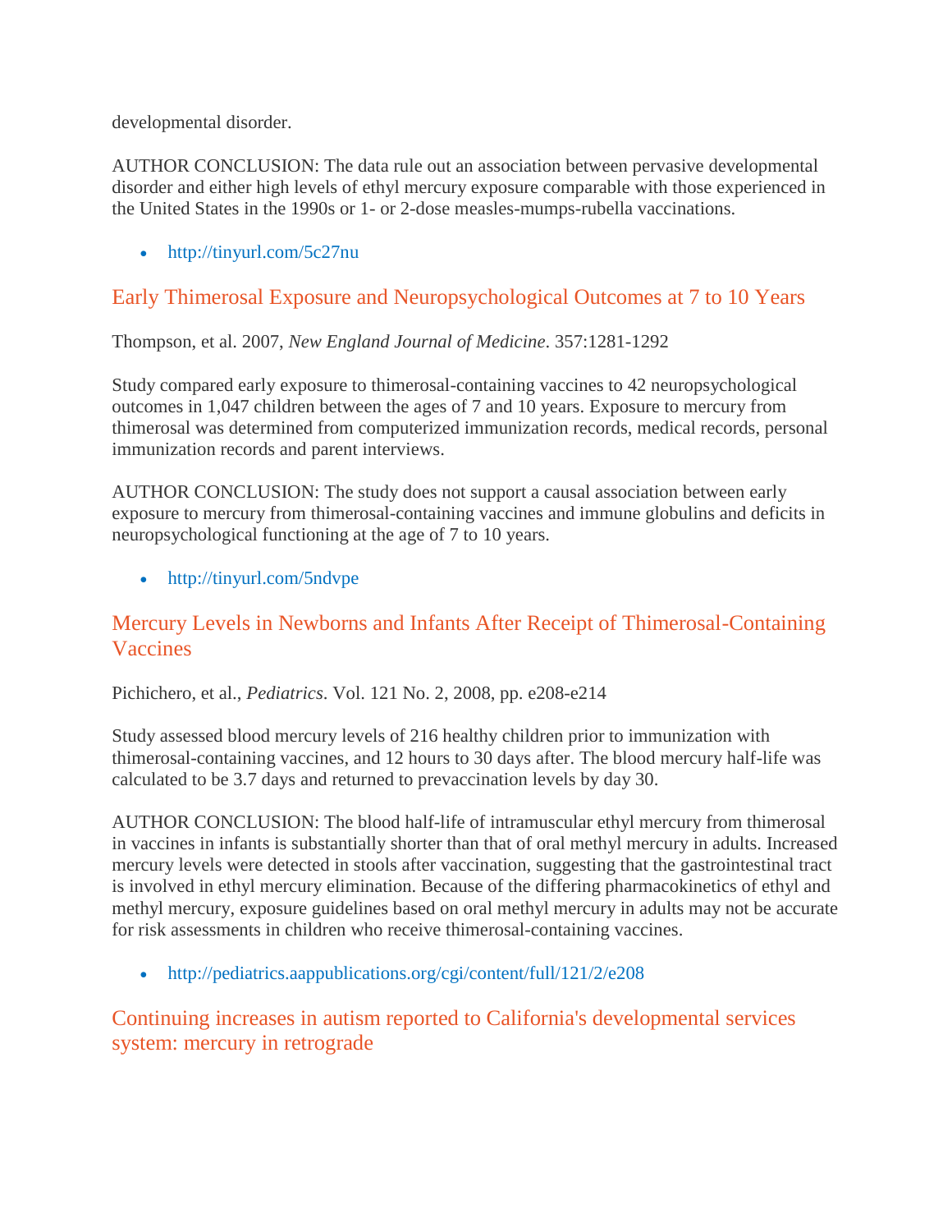developmental disorder.

AUTHOR CONCLUSION: The data rule out an association between pervasive developmental disorder and either high levels of ethyl mercury exposure comparable with those experienced in the United States in the 1990s or 1- or 2-dose measles-mumps-rubella vaccinations.

- http://tinyurl.com/5c27nu

## Early Thimerosal Exposure and Neuropsychological Outcomes at 7 to 10 Years

Thompson, et al. 2007, *New England Journal of Medicine*. 357:1281-1292

Study compared early exposure to thimerosal-containing vaccines to 42 neuropsychological outcomes in 1,047 children between the ages of 7 and 10 years. Exposure to mercury from thimerosal was determined from computerized immunization records, medical records, personal immunization records and parent interviews.

AUTHOR CONCLUSION: The study does not support a causal association between early exposure to mercury from thimerosal-containing vaccines and immune globulins and deficits in neuropsychological functioning at the age of 7 to 10 years.

- http://tinyurl.com/5ndvpe

## Mercury Levels in Newborns and Infants After Receipt of Thimerosal-Containing Vaccines

Pichichero, et al., *Pediatrics*. Vol. 121 No. 2, 2008, pp. e208-e214

Study assessed blood mercury levels of 216 healthy children prior to immunization with thimerosal-containing vaccines, and 12 hours to 30 days after. The blood mercury half-life was calculated to be 3.7 days and returned to prevaccination levels by day 30.

AUTHOR CONCLUSION: The blood half-life of intramuscular ethyl mercury from thimerosal in vaccines in infants is substantially shorter than that of oral methyl mercury in adults. Increased mercury levels were detected in stools after vaccination, suggesting that the gastrointestinal tract is involved in ethyl mercury elimination. Because of the differing pharmacokinetics of ethyl and methyl mercury, exposure guidelines based on oral methyl mercury in adults may not be accurate for risk assessments in children who receive thimerosal-containing vaccines.

- http://pediatrics.aappublications.org/cgi/content/full/121/2/e208

## Continuing increases in autism reported to California's developmental services system: mercury in retrograde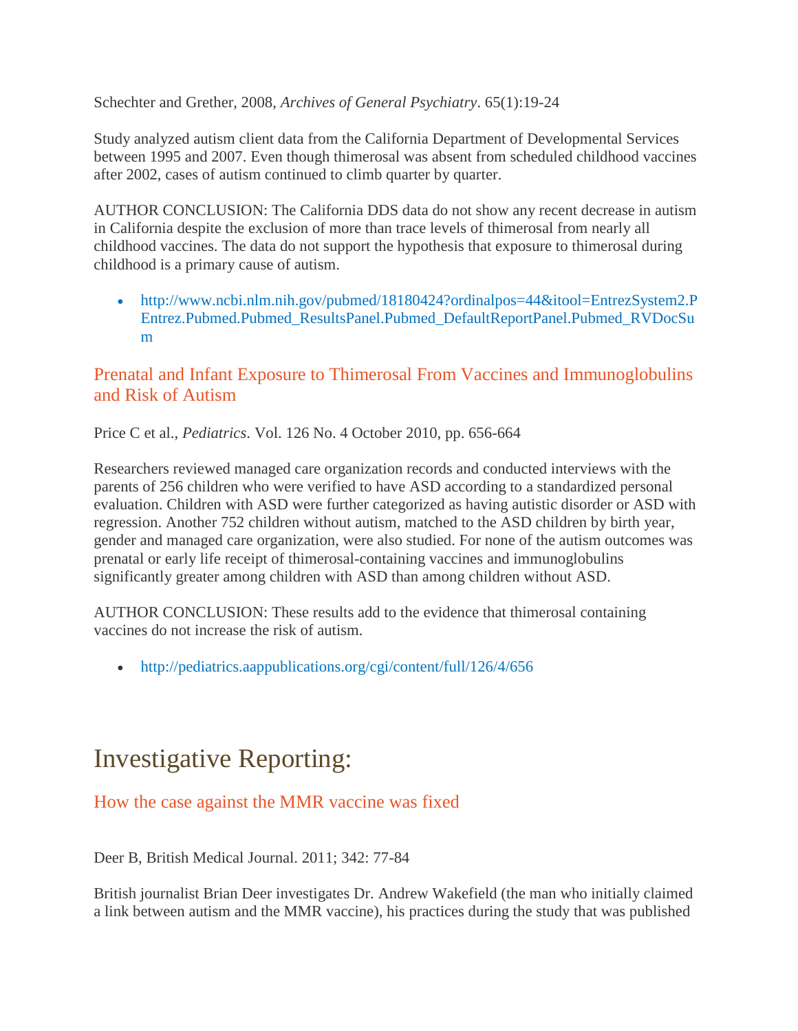Schechter and Grether, 2008, *Archives of General Psychiatry*. 65(1):19-24

Study analyzed autism client data from the California Department of Developmental Services between 1995 and 2007. Even though thimerosal was absent from scheduled childhood vaccines after 2002, cases of autism continued to climb quarter by quarter.

AUTHOR CONCLUSION: The California DDS data do not show any recent decrease in autism in California despite the exclusion of more than trace levels of thimerosal from nearly all childhood vaccines. The data do not support the hypothesis that exposure to thimerosal during childhood is a primary cause of autism.

- http://www.ncbi.nlm.nih.gov/pubmed/18180424?ordinalpos=44&itool=EntrezSystem2.PEntrez.Pubmed.Pubmed_ResultsPanel.Pubmed_DefaultReportPanel.Pubmed_RVDocSum

### Prenatal and Infant Exposure to Thimerosal From Vaccines and Immunoglobulins and Risk of Autism

Price C et al., *Pediatrics*. Vol. 126 No. 4 October 2010, pp. 656-664

Researchers reviewed managed care organization records and conducted interviews with the parents of 256 children who were verified to have ASD according to a standardized personal evaluation. Children with ASD were further categorized as having autistic disorder or ASD with regression. Another 752 children without autism, matched to the ASD children by birth year, gender and managed care organization, were also studied. For none of the autism outcomes was prenatal or early life receipt of thimerosal-containing vaccines and immunoglobulins significantly greater among children with ASD than among children without ASD.

AUTHOR CONCLUSION: These results add to the evidence that thimerosal containing vaccines do not increase the risk of autism.

- http://pediatrics.aappublications.org/cgi/content/full/126/4/656

## Investigative Reporting:

### How the case against the MMR vaccine was fixed

Deer B, British Medical Journal. 2011; 342: 77-84

British journalist Brian Deer investigates Dr. Andrew Wakefield (the man who initially claimed a link between autism and the MMR vaccine), his practices during the study that was published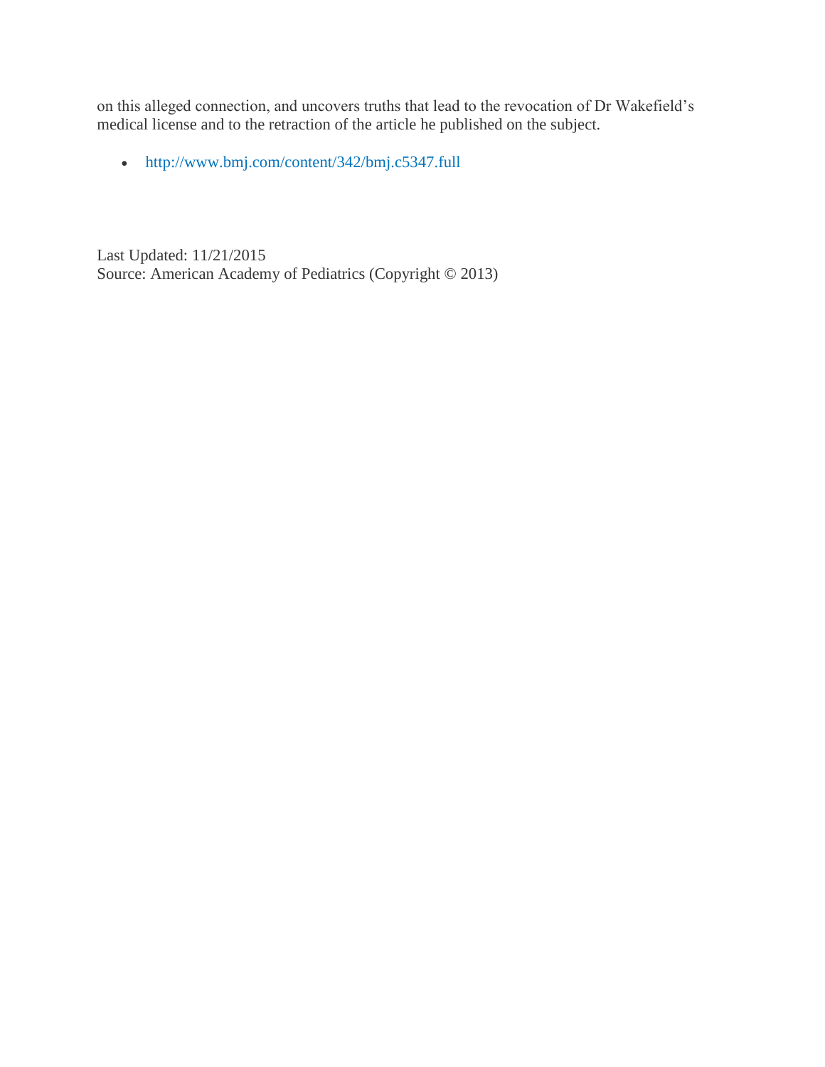on this alleged connection, and uncovers truths that lead to the revocation of Dr Wakefield's medical license and to the retraction of the article he published on the subject.

- http://www.bmj.com/content/342/bmj.c5347.full

Last Updated: 11/21/2015
Source: American Academy of Pediatrics (Copyright © 2013)